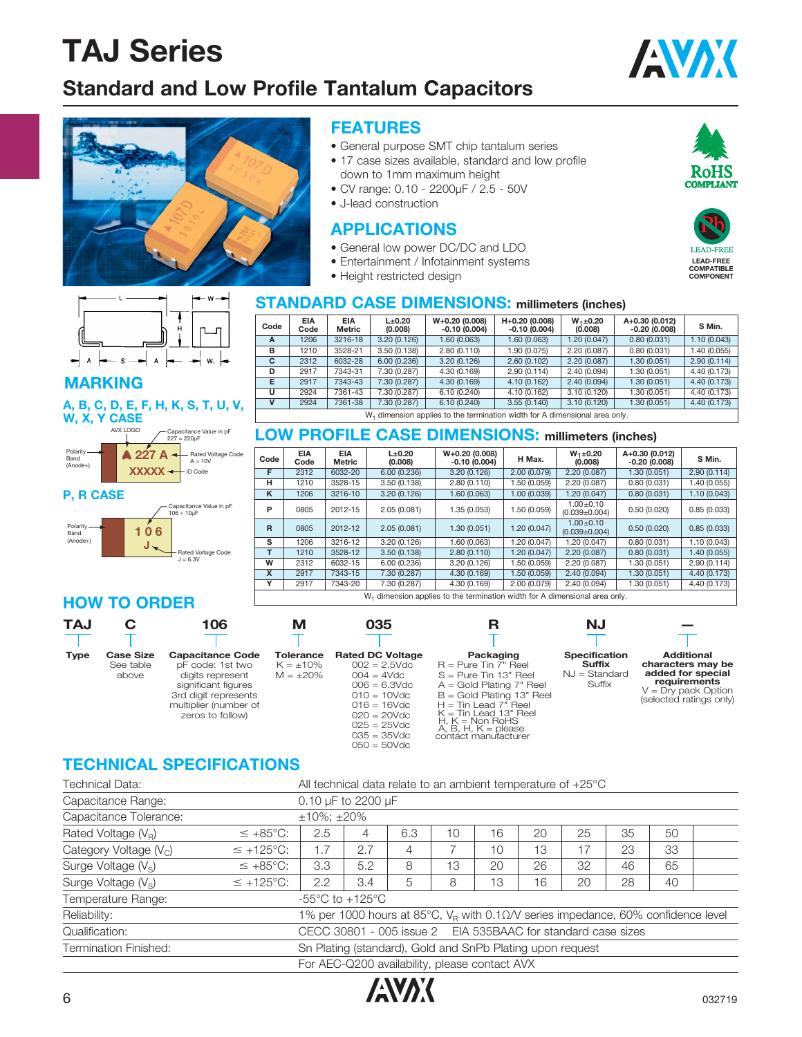# TAJ Series

## Standard and Low Profile Tantalum Capacitors

## FEATURES

- General purpose SMT chip tantalum series
- 17 case sizes available, standard and low profile down to 1mm maximum height
- CV range: 0.10 - 2200µF / 2.5 - 50V
- J-lead construction

## APPLICATIONS

- General low power DC/DC and LDO
- Entertainment / Infotainment systems
- Height restricted design

RoHS COMPLIANT

LEAD-FREE COMPATIBLE COMPONENT

## STANDARD CASE DIMENSIONS: millimeters (inches)

| Code | EIA Code | EIA Metric | L±0.20 (0.008) | W+0.20 (0.008) -0.10 (0.004) | H+0.20 (0.008) -0.10 (0.004) | $W_1$±0.20 (0.008) | A+0.30 (0.012) -0.20 (0.008) | S Min. |
|---|---|---|---|---|---|---|---|---|
| A | 1206 | 3216-18 | 3.20 (0.126) | 1.60 (0.063) | 1.60 (0.063) | 1.20 (0.047) | 0.80 (0.031) | 1.10 (0.043) |
| B | 1210 | 3528-21 | 3.50 (0.138) | 2.80 (0.110) | 1.90 (0.075) | 2.20 (0.087) | 0.80 (0.031) | 1.40 (0.055) |
| C | 2312 | 6032-28 | 6.00 (0.236) | 3.20 (0.126) | 2.60 (0.102) | 2.20 (0.087) | 1.30 (0.051) | 2.90 (0.114) |
| D | 2917 | 7343-31 | 7.30 (0.287) | 4.30 (0.169) | 2.90 (0.114) | 2.40 (0.094) | 1.30 (0.051) | 4.40 (0.173) |
| E | 2917 | 7343-43 | 7.30 (0.287) | 4.30 (0.169) | 4.10 (0.162) | 2.40 (0.094) | 1.30 (0.051) | 4.40 (0.173) |
| U | 2924 | 7361-43 | 7.30 (0.287) | 6.10 (0.240) | 4.10 (0.162) | 3.10 (0.120) | 1.30 (0.051) | 4.40 (0.173) |
| V | 2924 | 7361-38 | 7.30 (0.287) | 6.10 (0.240) | 3.55 (0.140) | 3.10 (0.120) | 1.30 (0.051) | 4.40 (0.173) |

$W_1$ dimension applies to the termination width for A dimensional area only.

## MARKING

### A, B, C, D, E, F, H, K, S, T, U, V, W, X, Y CASE

AVX LOGO — Capacitance Value in pF (227 = 220µF) — Rated Voltage Code (A = 10V) — ID Code — Polarity Band (Anode+)

227 A
XXXXX

### P, R CASE

Capacitance Value in pF (106 = 10µF) — Rated Voltage Code (J = 6.3V) — Polarity Band (Anode+)

106
J

## LOW PROFILE CASE DIMENSIONS: millimeters (inches)

| Code | EIA Code | EIA Metric | L±0.20 (0.008) | W+0.20 (0.008) -0.10 (0.004) | H Max. | $W_1$±0.20 (0.008) | A+0.30 (0.012) -0.20 (0.008) | S Min. |
|---|---|---|---|---|---|---|---|---|
| F | 2312 | 6032-20 | 6.00 (0.236) | 3.20 (0.126) | 2.00 (0.079) | 2.20 (0.087) | 1.30 (0.051) | 2.90 (0.114) |
| H | 1210 | 3528-15 | 3.50 (0.138) | 2.80 (0.110) | 1.50 (0.059) | 2.20 (0.087) | 0.80 (0.031) | 1.40 (0.055) |
| K | 1206 | 3216-10 | 3.20 (0.126) | 1.60 (0.063) | 1.00 (0.039) | 1.20 (0.047) | 0.80 (0.031) | 1.10 (0.043) |
| P | 0805 | 2012-15 | 2.05 (0.081) | 1.35 (0.053) | 1.50 (0.059) | 1.00±0.10 (0.039±0.004) | 0.50 (0.020) | 0.85 (0.033) |
| R | 0805 | 2012-12 | 2.05 (0.081) | 1.30 (0.051) | 1.20 (0.047) | 1.00±0.10 (0.039±0.004) | 0.50 (0.020) | 0.85 (0.033) |
| S | 1206 | 3216-12 | 3.20 (0.126) | 1.60 (0.063) | 1.20 (0.047) | 1.20 (0.047) | 0.80 (0.031) | 1.10 (0.043) |
| T | 1210 | 3528-12 | 3.50 (0.138) | 2.80 (0.110) | 1.20 (0.047) | 2.20 (0.087) | 0.80 (0.031) | 1.40 (0.055) |
| W | 2312 | 6032-15 | 6.00 (0.236) | 3.20 (0.126) | 1.50 (0.059) | 2.20 (0.087) | 1.30 (0.051) | 2.90 (0.114) |
| X | 2917 | 7343-15 | 7.30 (0.287) | 4.30 (0.169) | 1.50 (0.059) | 2.40 (0.094) | 1.30 (0.051) | 4.40 (0.173) |
| Y | 2917 | 7343-20 | 7.30 (0.287) | 4.30 (0.169) | 2.00 (0.079) | 2.40 (0.094) | 1.30 (0.051) | 4.40 (0.173) |

$W_1$ dimension applies to the termination width for A dimensional area only.

## HOW TO ORDER

| TAJ | C | 106 | M | 035 | R | NJ | — |
|---|---|---|---|---|---|---|---|
| **Type** | **Case Size** See table above | **Capacitance Code** pF code: 1st two digits represent significant figures 3rd digit represents multiplier (number of zeros to follow) | **Tolerance** K = ±10% M = ±20% | **Rated DC Voltage** 002 = 2.5Vdc 004 = 4Vdc 006 = 6.3Vdc 010 = 10Vdc 016 = 16Vdc 020 = 20Vdc 025 = 25Vdc 035 = 35Vdc 050 = 50Vdc | **Packaging** R = Pure Tin 7" Reel S = Pure Tin 13" Reel A = Gold Plating 7" Reel B = Gold Plating 13" Reel H = Tin Lead 7" Reel K = Tin Lead 13" Reel H, K = Non RoHS A, B, H, K = please contact manufacturer | **Specification Suffix** NJ = Standard Suffix | **Additional characters may be added for special requirements** V = Dry pack Option (selected ratings only) |

## TECHNICAL SPECIFICATIONS

| Technical Data: | | All technical data relate to an ambient temperature of +25°C | | | | | | | | |
|---|---|---|---|---|---|---|---|---|---|---|
| Capacitance Range: | | 0.10 µF to 2200 µF | | | | | | | | |
| Capacitance Tolerance: | | ±10%; ±20% | | | | | | | | |
| Rated Voltage ($V_R$) | ≤ +85°C: | 2.5 | 4 | 6.3 | 10 | 16 | 20 | 25 | 35 | 50 |
| Category Voltage ($V_C$) | ≤ +125°C: | 1.7 | 2.7 | 4 | 7 | 10 | 13 | 17 | 23 | 33 |
| Surge Voltage ($V_S$) | ≤ +85°C: | 3.3 | 5.2 | 8 | 13 | 20 | 26 | 32 | 46 | 65 |
| Surge Voltage ($V_S$) | ≤ +125°C: | 2.2 | 3.4 | 5 | 8 | 13 | 16 | 20 | 28 | 40 |
| Temperature Range: | | -55°C to +125°C | | | | | | | | |
| Reliability: | | 1% per 1000 hours at 85°C, $V_R$ with 0.1Ω/V series impedance, 60% confidence level | | | | | | | | |
| Qualification: | | CECC 30801 - 005 issue 2 EIA 535BAAC for standard case sizes | | | | | | | | |
| Termination Finished: | | Sn Plating (standard), Gold and SnPb Plating upon request | | | | | | | | |
| | | For AEC-Q200 availability, please contact AVX | | | | | | | | |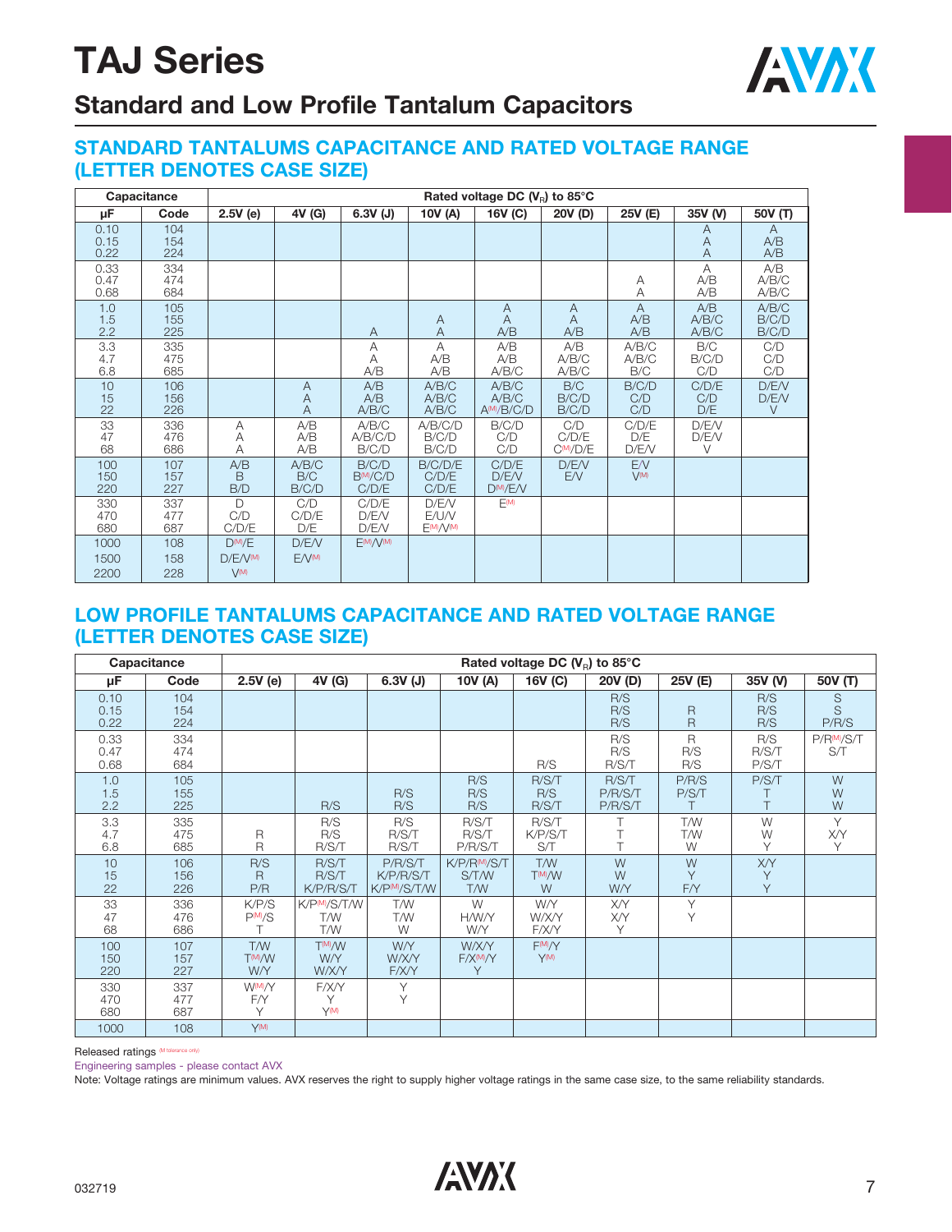# TAJ Series

## Standard and Low Profile Tantalum Capacitors

### STANDARD TANTALUMS CAPACITANCE AND RATED VOLTAGE RANGE (LETTER DENOTES CASE SIZE)

| Capacitance | | Rated voltage DC ($V_R$) to 85°C | | | | | | | | |
|---|---|---|---|---|---|---|---|---|---|---|
| μF | Code | 2.5V (e) | 4V (G) | 6.3V (J) | 10V (A) | 16V (C) | 20V (D) | 25V (E) | 35V (V) | 50V (T) |
| 0.10 | 104 | | | | | | | | A | A |
| 0.15 | 154 | | | | | | | | A | A/B |
| 0.22 | 224 | | | | | | | | A | A/B |
| 0.33 | 334 | | | | | | | | A | A/B |
| 0.47 | 474 | | | | | | | A | A/B | A/B/C |
| 0.68 | 684 | | | | | | | A | A/B | A/B/C |
| 1.0 | 105 | | | | | A | A | A | A/B | A/B/C |
| 1.5 | 155 | | | | A | A | A | A/B | A/B/C | B/C/D |
| 2.2 | 225 | | | A | A | A/B | A/B | A/B | A/B/C | B/C/D |
| 3.3 | 335 | | | A | A | A/B | A/B | A/B/C | B/C | C/D |
| 4.7 | 475 | | | A | A/B | A/B | A/B/C | A/B/C | B/C/D | C/D |
| 6.8 | 685 | | | A/B | A/B | A/B/C | A/B/C | B/C | C/D | C/D |
| 10 | 106 | | A | A/B | A/B/C | A/B/C | B/C | B/C/D | C/D/E | D/E/V |
| 15 | 156 | | A | A/B | A/B/C | A/B/C | B/C/D | C/D | C/D | D/E/V |
| 22 | 226 | | A | A/B/C | A/B/C | A(M)/B/C/D | B/C/D | C/D | D/E | V |
| 33 | 336 | A | A/B | A/B/C | A/B/C/D | B/C/D | C/D | C/D/E | D/E/V | |
| 47 | 476 | A | A/B | A/B/C/D | B/C/D | C/D | C/D/E | D/E | D/E/V | |
| 68 | 686 | A | A/B | B/C/D | B/C/D | C/D | C(M)/D/E | D/E/V | V | |
| 100 | 107 | A/B | A/B/C | B/C/D | B/C/D/E | C/D/E | D/E/V | E/V | | |
| 150 | 157 | B | B/C | B(M)/C/D | C/D/E | D/E/V | E/V | V(M) | | |
| 220 | 227 | B/D | B/C/D | C/D/E | C/D/E | D(M)/E/V | | | | |
| 330 | 337 | D | C/D | C/D/E | D/E/V | E(M) | | | | |
| 470 | 477 | C/D | C/D/E | D/E/V | E/U/V | | | | | |
| 680 | 687 | C/D/E | D/E | D/E/V | E(M)/V(M) | | | | | |
| 1000 | 108 | D(M)/E | D/E/V | E(M)/V(M) | | | | | | |
| 1500 | 158 | D/E/V(M) | E/V(M) | | | | | | | |
| 2200 | 228 | V(M) | | | | | | | | |

### LOW PROFILE TANTALUMS CAPACITANCE AND RATED VOLTAGE RANGE (LETTER DENOTES CASE SIZE)

| Capacitance | | Rated voltage DC ($V_R$) to 85°C | | | | | | | | |
|---|---|---|---|---|---|---|---|---|---|---|
| μF | Code | 2.5V (e) | 4V (G) | 6.3V (J) | 10V (A) | 16V (C) | 20V (D) | 25V (E) | 35V (V) | 50V (T) |
| 0.10 | 104 | | | | | | R/S | | R/S | S |
| 0.15 | 154 | | | | | | R/S | R | R/S | S |
| 0.22 | 224 | | | | | | R/S | R | R/S | P/R/S |
| 0.33 | 334 | | | | | | R/S | R | R/S | P/R(M)/S/T |
| 0.47 | 474 | | | | | | R/S | R/S | R/S/T | S/T |
| 0.68 | 684 | | | | | R/S | R/S/T | R/S | P/S/T | |
| 1.0 | 105 | | | | R/S | R/S/T | R/S/T | P/R/S | P/S/T | W |
| 1.5 | 155 | | | R/S | R/S | R/S | P/R/S/T | P/S/T | T | W |
| 2.2 | 225 | | R/S | R/S | R/S | R/S/T | P/R/S/T | T | T | W |
| 3.3 | 335 | | R/S | R/S | R/S/T | R/S/T | T | T/W | W | Y |
| 4.7 | 475 | R | R/S | R/S/T | R/S/T | K/P/S/T | T | T/W | W | X/Y |
| 6.8 | 685 | R | R/S/T | R/S/T | P/R/S/T | S/T | T | W | Y | Y |
| 10 | 106 | R/S | R/S/T | P/R/S/T | K/P/R(M)/S/T | T/W | W | W | X/Y | |
| 15 | 156 | R | R/S/T | K/P/R/S/T | S/T/W | T(M)/W | W | Y | Y | |
| 22 | 226 | P/R | K/P/R/S/T | K/P(M)/S/T/W | T/W | W | W/Y | F/Y | Y | |
| 33 | 336 | K/P/S | K/P(M)/S/T/W | T/W | W | W/Y | X/Y | Y | | |
| 47 | 476 | P(M)/S | T/W | T/W | H/W/Y | W/X/Y | X/Y | Y | | |
| 68 | 686 | T | T/W | W | W/Y | F/X/Y | Y | | | |
| 100 | 107 | T/W | T(M)/W | W/Y | W/X/Y | F(M)/Y | | | | |
| 150 | 157 | T(M)/W | W/Y | W/X/Y | F/X(M)/Y | Y(M) | | | | |
| 220 | 227 | W/Y | W/X/Y | F/X/Y | Y | | | | | |
| 330 | 337 | W(M)/Y | F/X/Y | Y | | | | | | |
| 470 | 477 | F/Y | Y | Y | | | | | | |
| 680 | 687 | Y | Y(M) | | | | | | | |
| 1000 | 108 | Y(M) | | | | | | | | |

Released ratings (M tolerance only)

Engineering samples - please contact AVX

Note: Voltage ratings are minimum values. AVX reserves the right to supply higher voltage ratings in the same case size, to the same reliability standards.

032719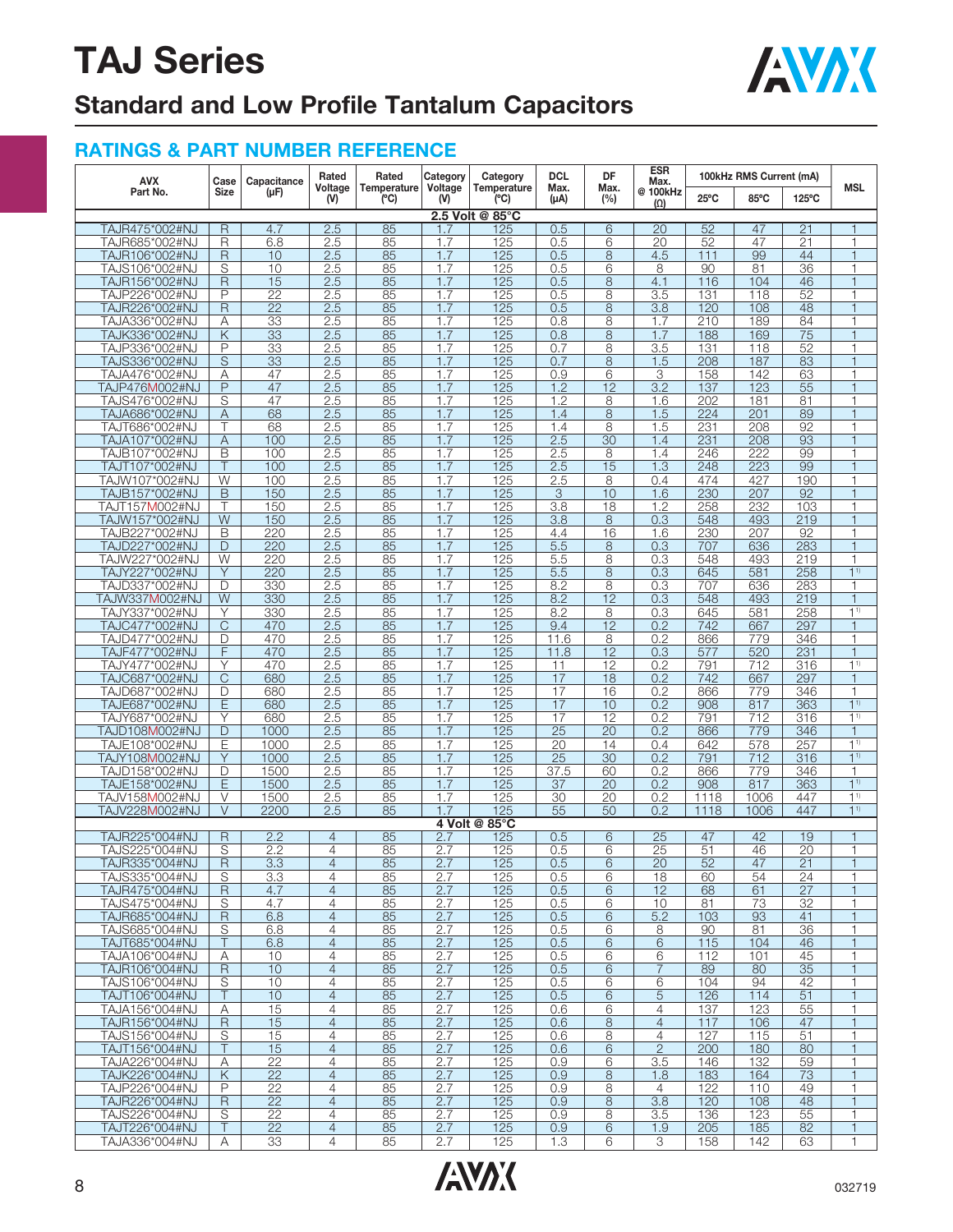# TAJ Series

## Standard and Low Profile Tantalum Capacitors

### RATINGS & PART NUMBER REFERENCE

| AVX Part No. | Case Size | Capacitance (µF) | Rated Voltage (V) | Rated Temperature (ºC) | Category Voltage (V) | Category Temperature (ºC) | DCL Max. (µA) | DF Max. (%) | ESR Max. @ 100kHz (Ω) | 100kHz RMS Current (mA) | | | MSL |
|---|---|---|---|---|---|---|---|---|---|---|---|---|---|
| | | | | | | | | | | 25ºC | 85ºC | 125ºC | |
| **2.5 Volt @ 85°C** | | | | | | | | | | | | | |
| TAJR475*002#NJ | R | 4.7 | 2.5 | 85 | 1.7 | 125 | 0.5 | 6 | 20 | 52 | 47 | 21 | 1 |
| TAJR685*002#NJ | R | 6.8 | 2.5 | 85 | 1.7 | 125 | 0.5 | 6 | 20 | 52 | 47 | 21 | 1 |
| TAJR106*002#NJ | R | 10 | 2.5 | 85 | 1.7 | 125 | 0.5 | 8 | 4.5 | 111 | 99 | 44 | 1 |
| TAJS106*002#NJ | S | 10 | 2.5 | 85 | 1.7 | 125 | 0.5 | 6 | 8 | 90 | 81 | 36 | 1 |
| TAJR156*002#NJ | R | 15 | 2.5 | 85 | 1.7 | 125 | 0.5 | 8 | 4.1 | 116 | 104 | 46 | 1 |
| TAJP226*002#NJ | P | 22 | 2.5 | 85 | 1.7 | 125 | 0.5 | 8 | 3.5 | 131 | 118 | 52 | 1 |
| TAJR226*002#NJ | R | 22 | 2.5 | 85 | 1.7 | 125 | 0.5 | 8 | 3.8 | 120 | 108 | 48 | 1 |
| TAJA336*002#NJ | A | 33 | 2.5 | 85 | 1.7 | 125 | 0.8 | 8 | 1.7 | 210 | 189 | 84 | 1 |
| TAJK336*002#NJ | K | 33 | 2.5 | 85 | 1.7 | 125 | 0.8 | 8 | 1.7 | 188 | 169 | 75 | 1 |
| TAJP336*002#NJ | P | 33 | 2.5 | 85 | 1.7 | 125 | 0.7 | 8 | 3.5 | 131 | 118 | 52 | 1 |
| TAJS336*002#NJ | S | 33 | 2.5 | 85 | 1.7 | 125 | 0.7 | 8 | 1.5 | 208 | 187 | 83 | 1 |
| TAJA476*002#NJ | A | 47 | 2.5 | 85 | 1.7 | 125 | 0.9 | 6 | 3 | 158 | 142 | 63 | 1 |
| TAJP476M002#NJ | P | 47 | 2.5 | 85 | 1.7 | 125 | 1.2 | 12 | 3.2 | 137 | 123 | 55 | 1 |
| TAJS476*002#NJ | S | 47 | 2.5 | 85 | 1.7 | 125 | 1.2 | 8 | 1.6 | 202 | 181 | 81 | 1 |
| TAJA686*002#NJ | A | 68 | 2.5 | 85 | 1.7 | 125 | 1.4 | 8 | 1.5 | 224 | 201 | 89 | 1 |
| TAJT686*002#NJ | T | 68 | 2.5 | 85 | 1.7 | 125 | 1.4 | 8 | 1.5 | 231 | 208 | 92 | 1 |
| TAJA107*002#NJ | A | 100 | 2.5 | 85 | 1.7 | 125 | 2.5 | 30 | 1.4 | 231 | 208 | 93 | 1 |
| TAJB107*002#NJ | B | 100 | 2.5 | 85 | 1.7 | 125 | 2.5 | 8 | 1.4 | 246 | 222 | 99 | 1 |
| TAJT107*002#NJ | T | 100 | 2.5 | 85 | 1.7 | 125 | 2.5 | 15 | 1.3 | 248 | 223 | 99 | 1 |
| TAJW107*002#NJ | W | 100 | 2.5 | 85 | 1.7 | 125 | 2.5 | 8 | 0.4 | 474 | 427 | 190 | 1 |
| TAJB157*002#NJ | B | 150 | 2.5 | 85 | 1.7 | 125 | 3 | 10 | 1.6 | 230 | 207 | 92 | 1 |
| TAJT157M002#NJ | T | 150 | 2.5 | 85 | 1.7 | 125 | 3.8 | 18 | 1.2 | 258 | 232 | 103 | 1 |
| TAJW157*002#NJ | W | 150 | 2.5 | 85 | 1.7 | 125 | 3.8 | 8 | 0.3 | 548 | 493 | 219 | 1 |
| TAJB227*002#NJ | B | 220 | 2.5 | 85 | 1.7 | 125 | 4.4 | 16 | 1.6 | 230 | 207 | 92 | 1 |
| TAJD227*002#NJ | D | 220 | 2.5 | 85 | 1.7 | 125 | 5.5 | 8 | 0.3 | 707 | 636 | 283 | 1 |
| TAJW227*002#NJ | W | 220 | 2.5 | 85 | 1.7 | 125 | 5.5 | 8 | 0.3 | 548 | 493 | 219 | 1 |
| TAJY227*002#NJ | Y | 220 | 2.5 | 85 | 1.7 | 125 | 5.5 | 8 | 0.3 | 645 | 581 | 258 | 1[1)] |
| TAJD337*002#NJ | D | 330 | 2.5 | 85 | 1.7 | 125 | 8.2 | 8 | 0.3 | 707 | 636 | 283 | 1 |
| TAJW337M002#NJ | W | 330 | 2.5 | 85 | 1.7 | 125 | 8.2 | 12 | 0.3 | 548 | 493 | 219 | 1 |
| TAJY337*002#NJ | Y | 330 | 2.5 | 85 | 1.7 | 125 | 8.2 | 8 | 0.3 | 645 | 581 | 258 | 1[1)] |
| TAJC477*002#NJ | C | 470 | 2.5 | 85 | 1.7 | 125 | 9.4 | 12 | 0.2 | 742 | 667 | 297 | 1 |
| TAJD477*002#NJ | D | 470 | 2.5 | 85 | 1.7 | 125 | 11.6 | 8 | 0.2 | 866 | 779 | 346 | 1 |
| TAJF477*002#NJ | F | 470 | 2.5 | 85 | 1.7 | 125 | 11.8 | 12 | 0.3 | 577 | 520 | 231 | 1 |
| TAJY477*002#NJ | Y | 470 | 2.5 | 85 | 1.7 | 125 | 11 | 12 | 0.2 | 791 | 712 | 316 | 1[1)] |
| TAJC687*002#NJ | C | 680 | 2.5 | 85 | 1.7 | 125 | 17 | 18 | 0.2 | 742 | 667 | 297 | 1 |
| TAJD687*002#NJ | D | 680 | 2.5 | 85 | 1.7 | 125 | 17 | 16 | 0.2 | 866 | 779 | 346 | 1 |
| TAJE687*002#NJ | E | 680 | 2.5 | 85 | 1.7 | 125 | 17 | 10 | 0.2 | 908 | 817 | 363 | 1[1)] |
| TAJY687*002#NJ | Y | 680 | 2.5 | 85 | 1.7 | 125 | 17 | 12 | 0.2 | 791 | 712 | 316 | 1[1)] |
| TAJD108M002#NJ | D | 1000 | 2.5 | 85 | 1.7 | 125 | 25 | 20 | 0.2 | 866 | 779 | 346 | 1 |
| TAJE108*002#NJ | E | 1000 | 2.5 | 85 | 1.7 | 125 | 20 | 14 | 0.4 | 642 | 578 | 257 | 1[1)] |
| TAJY108M002#NJ | Y | 1000 | 2.5 | 85 | 1.7 | 125 | 25 | 30 | 0.2 | 791 | 712 | 316 | 1[1)] |
| TAJD158*002#NJ | D | 1500 | 2.5 | 85 | 1.7 | 125 | 37.5 | 60 | 0.2 | 866 | 779 | 346 | 1 |
| TAJE158*002#NJ | E | 1500 | 2.5 | 85 | 1.7 | 125 | 37 | 20 | 0.2 | 908 | 817 | 363 | 1[1)] |
| TAJV158M002#NJ | V | 1500 | 2.5 | 85 | 1.7 | 125 | 30 | 20 | 0.2 | 1118 | 1006 | 447 | 1[1)] |
| TAJV228M002#NJ | V | 2200 | 2.5 | 85 | 1.7 | 125 | 55 | 50 | 0.2 | 1118 | 1006 | 447 | 1[1)] |
| **4 Volt @ 85°C** | | | | | | | | | | | | | |
| TAJR225*004#NJ | R | 2.2 | 4 | 85 | 2.7 | 125 | 0.5 | 6 | 25 | 47 | 42 | 19 | 1 |
| TAJS225*004#NJ | S | 2.2 | 4 | 85 | 2.7 | 125 | 0.5 | 6 | 25 | 51 | 46 | 20 | 1 |
| TAJR335*004#NJ | R | 3.3 | 4 | 85 | 2.7 | 125 | 0.5 | 6 | 20 | 52 | 47 | 21 | 1 |
| TAJS335*004#NJ | S | 3.3 | 4 | 85 | 2.7 | 125 | 0.5 | 6 | 18 | 60 | 54 | 24 | 1 |
| TAJR475*004#NJ | R | 4.7 | 4 | 85 | 2.7 | 125 | 0.5 | 6 | 12 | 68 | 61 | 27 | 1 |
| TAJS475*004#NJ | S | 4.7 | 4 | 85 | 2.7 | 125 | 0.5 | 6 | 10 | 81 | 73 | 32 | 1 |
| TAJR685*004#NJ | R | 6.8 | 4 | 85 | 2.7 | 125 | 0.5 | 6 | 5.2 | 103 | 93 | 41 | 1 |
| TAJS685*004#NJ | S | 6.8 | 4 | 85 | 2.7 | 125 | 0.5 | 6 | 8 | 90 | 81 | 36 | 1 |
| TAJT685*004#NJ | T | 6.8 | 4 | 85 | 2.7 | 125 | 0.5 | 6 | 6 | 115 | 104 | 46 | 1 |
| TAJA106*004#NJ | A | 10 | 4 | 85 | 2.7 | 125 | 0.5 | 6 | 6 | 112 | 101 | 45 | 1 |
| TAJR106*004#NJ | R | 10 | 4 | 85 | 2.7 | 125 | 0.5 | 6 | 7 | 89 | 80 | 35 | 1 |
| TAJS106*004#NJ | S | 10 | 4 | 85 | 2.7 | 125 | 0.5 | 6 | 6 | 104 | 94 | 42 | 1 |
| TAJT106*004#NJ | T | 10 | 4 | 85 | 2.7 | 125 | 0.5 | 6 | 5 | 126 | 114 | 51 | 1 |
| TAJA156*004#NJ | A | 15 | 4 | 85 | 2.7 | 125 | 0.6 | 6 | 4 | 137 | 123 | 55 | 1 |
| TAJR156*004#NJ | R | 15 | 4 | 85 | 2.7 | 125 | 0.6 | 8 | 4 | 117 | 106 | 47 | 1 |
| TAJS156*004#NJ | S | 15 | 4 | 85 | 2.7 | 125 | 0.6 | 8 | 4 | 127 | 115 | 51 | 1 |
| TAJT156*004#NJ | T | 15 | 4 | 85 | 2.7 | 125 | 0.6 | 6 | 2 | 200 | 180 | 80 | 1 |
| TAJA226*004#NJ | A | 22 | 4 | 85 | 2.7 | 125 | 0.9 | 6 | 3.5 | 146 | 132 | 59 | 1 |
| TAJK226*004#NJ | K | 22 | 4 | 85 | 2.7 | 125 | 0.9 | 8 | 1.8 | 183 | 164 | 73 | 1 |
| TAJP226*004#NJ | P | 22 | 4 | 85 | 2.7 | 125 | 0.9 | 8 | 4 | 122 | 110 | 49 | 1 |
| TAJR226*004#NJ | R | 22 | 4 | 85 | 2.7 | 125 | 0.9 | 8 | 3.8 | 120 | 108 | 48 | 1 |
| TAJS226*004#NJ | S | 22 | 4 | 85 | 2.7 | 125 | 0.9 | 8 | 3.5 | 136 | 123 | 55 | 1 |
| TAJT226*004#NJ | T | 22 | 4 | 85 | 2.7 | 125 | 0.9 | 6 | 1.9 | 205 | 185 | 82 | 1 |
| TAJA336*004#NJ | A | 33 | 4 | 85 | 2.7 | 125 | 1.3 | 6 | 3 | 158 | 142 | 63 | 1 |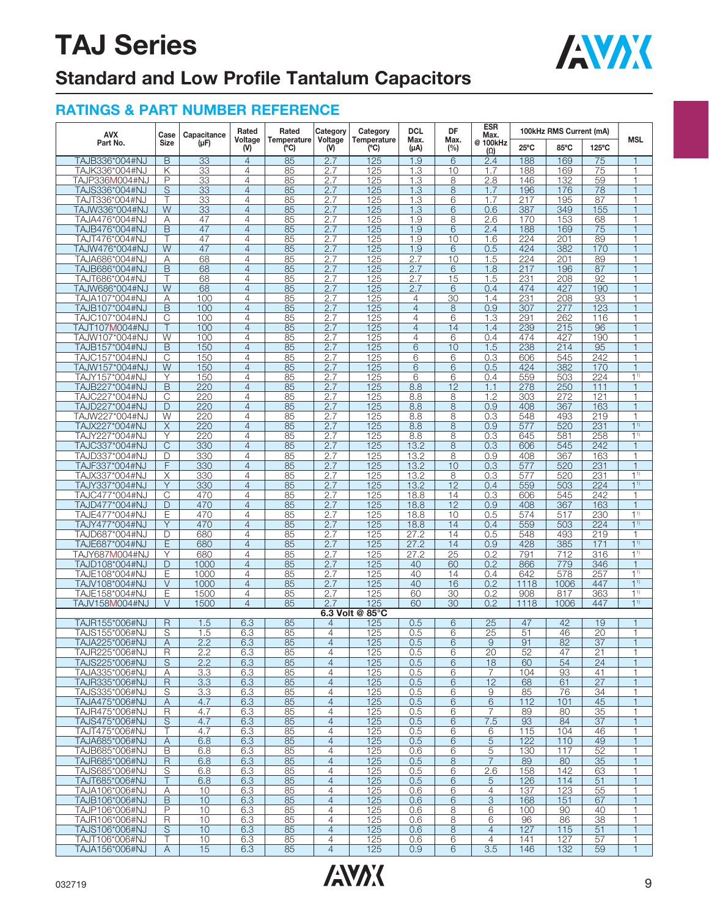# TAJ Series

## Standard and Low Profile Tantalum Capacitors

### RATINGS & PART NUMBER REFERENCE

| AVX Part No. | Case Size | Capacitance (µF) | Rated Voltage (V) | Rated Temperature (ºC) | Category Voltage (V) | Category Temperature (ºC) | DCL Max. (µA) | DF Max. (%) | ESR Max. @ 100kHz (Ω) | 100kHz RMS Current (mA) | | | MSL |
|---|---|---|---|---|---|---|---|---|---|---|---|---|---|
| | | | | | | | | | | 25ºC | 85ºC | 125ºC | |
| TAJB336*004#NJ | B | 33 | 4 | 85 | 2.7 | 125 | 1.9 | 6 | 2.4 | 188 | 169 | 75 | 1 |
| TAJK336*004#NJ | K | 33 | 4 | 85 | 2.7 | 125 | 1.3 | 10 | 1.7 | 188 | 169 | 75 | 1 |
| TAJP336M004#NJ | P | 33 | 4 | 85 | 2.7 | 125 | 1.3 | 8 | 2.8 | 146 | 132 | 59 | 1 |
| TAJS336*004#NJ | S | 33 | 4 | 85 | 2.7 | 125 | 1.3 | 8 | 1.7 | 196 | 176 | 78 | 1 |
| TAJT336*004#NJ | T | 33 | 4 | 85 | 2.7 | 125 | 1.3 | 6 | 1.7 | 217 | 195 | 87 | 1 |
| TAJW336*004#NJ | W | 33 | 4 | 85 | 2.7 | 125 | 1.3 | 6 | 0.6 | 387 | 349 | 155 | 1 |
| TAJA476*004#NJ | A | 47 | 4 | 85 | 2.7 | 125 | 1.9 | 8 | 2.6 | 170 | 153 | 68 | 1 |
| TAJB476*004#NJ | B | 47 | 4 | 85 | 2.7 | 125 | 1.9 | 6 | 2.4 | 188 | 169 | 75 | 1 |
| TAJT476*004#NJ | T | 47 | 4 | 85 | 2.7 | 125 | 1.9 | 10 | 1.6 | 224 | 201 | 89 | 1 |
| TAJW476*004#NJ | W | 47 | 4 | 85 | 2.7 | 125 | 1.9 | 6 | 0.5 | 424 | 382 | 170 | 1 |
| TAJA686*004#NJ | A | 68 | 4 | 85 | 2.7 | 125 | 2.7 | 10 | 1.5 | 224 | 201 | 89 | 1 |
| TAJB686*004#NJ | B | 68 | 4 | 85 | 2.7 | 125 | 2.7 | 6 | 1.8 | 217 | 196 | 87 | 1 |
| TAJT686*004#NJ | T | 68 | 4 | 85 | 2.7 | 125 | 2.7 | 15 | 1.5 | 231 | 208 | 92 | 1 |
| TAJW686*004#NJ | W | 68 | 4 | 85 | 2.7 | 125 | 2.7 | 6 | 0.4 | 474 | 427 | 190 | 1 |
| TAJA107*004#NJ | A | 100 | 4 | 85 | 2.7 | 125 | 4 | 30 | 1.4 | 231 | 208 | 93 | 1 |
| TAJB107*004#NJ | B | 100 | 4 | 85 | 2.7 | 125 | 4 | 8 | 0.9 | 307 | 277 | 123 | 1 |
| TAJC107*004#NJ | C | 100 | 4 | 85 | 2.7 | 125 | 4 | 6 | 1.3 | 291 | 262 | 116 | 1 |
| TAJT107M004#NJ | T | 100 | 4 | 85 | 2.7 | 125 | 4 | 14 | 1.4 | 239 | 215 | 96 | 1 |
| TAJW107*004#NJ | W | 100 | 4 | 85 | 2.7 | 125 | 4 | 6 | 0.4 | 474 | 427 | 190 | 1 |
| TAJB157*004#NJ | B | 150 | 4 | 85 | 2.7 | 125 | 6 | 10 | 1.5 | 238 | 214 | 95 | 1 |
| TAJC157*004#NJ | C | 150 | 4 | 85 | 2.7 | 125 | 6 | 6 | 0.3 | 606 | 545 | 242 | 1 |
| TAJW157*004#NJ | W | 150 | 4 | 85 | 2.7 | 125 | 6 | 6 | 0.5 | 424 | 382 | 170 | 1 |
| TAJY157*004#NJ | Y | 150 | 4 | 85 | 2.7 | 125 | 6 | 6 | 0.4 | 559 | 503 | 224 | 1[1] |
| TAJB227*004#NJ | B | 220 | 4 | 85 | 2.7 | 125 | 8.8 | 12 | 1.1 | 278 | 250 | 111 | 1 |
| TAJC227*004#NJ | C | 220 | 4 | 85 | 2.7 | 125 | 8.8 | 8 | 1.2 | 303 | 272 | 121 | 1 |
| TAJD227*004#NJ | D | 220 | 4 | 85 | 2.7 | 125 | 8.8 | 8 | 0.9 | 408 | 367 | 163 | 1 |
| TAJW227*004#NJ | W | 220 | 4 | 85 | 2.7 | 125 | 8.8 | 8 | 0.3 | 548 | 493 | 219 | 1 |
| TAJX227*004#NJ | X | 220 | 4 | 85 | 2.7 | 125 | 8.8 | 8 | 0.9 | 577 | 520 | 231 | 1[1] |
| TAJY227*004#NJ | Y | 220 | 4 | 85 | 2.7 | 125 | 8.8 | 8 | 0.3 | 645 | 581 | 258 | 1[1] |
| TAJC337*004#NJ | C | 330 | 4 | 85 | 2.7 | 125 | 13.2 | 8 | 0.3 | 606 | 545 | 242 | 1 |
| TAJD337*004#NJ | D | 330 | 4 | 85 | 2.7 | 125 | 13.2 | 8 | 0.9 | 408 | 367 | 163 | 1 |
| TAJF337*004#NJ | F | 330 | 4 | 85 | 2.7 | 125 | 13.2 | 10 | 0.3 | 577 | 520 | 231 | 1 |
| TAJX337*004#NJ | X | 330 | 4 | 85 | 2.7 | 125 | 13.2 | 8 | 0.3 | 577 | 520 | 231 | 1[1] |
| TAJY337*004#NJ | Y | 330 | 4 | 85 | 2.7 | 125 | 13.2 | 12 | 0.4 | 559 | 503 | 224 | 1[1] |
| TAJC477*004#NJ | C | 470 | 4 | 85 | 2.7 | 125 | 18.8 | 14 | 0.3 | 606 | 545 | 242 | 1 |
| TAJD477*004#NJ | D | 470 | 4 | 85 | 2.7 | 125 | 18.8 | 12 | 0.9 | 408 | 367 | 163 | 1 |
| TAJE477*004#NJ | E | 470 | 4 | 85 | 2.7 | 125 | 18.8 | 10 | 0.5 | 574 | 517 | 230 | 1[1] |
| TAJY477*004#NJ | Y | 470 | 4 | 85 | 2.7 | 125 | 18.8 | 14 | 0.4 | 559 | 503 | 224 | 1[1] |
| TAJD687*004#NJ | D | 680 | 4 | 85 | 2.7 | 125 | 27.2 | 14 | 0.5 | 548 | 493 | 219 | 1 |
| TAJE687*004#NJ | E | 680 | 4 | 85 | 2.7 | 125 | 27.2 | 14 | 0.9 | 428 | 385 | 171 | 1[1] |
| TAJY687M004#NJ | Y | 680 | 4 | 85 | 2.7 | 125 | 27.2 | 25 | 0.2 | 791 | 712 | 316 | 1[1] |
| TAJD108*004#NJ | D | 1000 | 4 | 85 | 2.7 | 125 | 40 | 60 | 0.2 | 866 | 779 | 346 | 1 |
| TAJE108*004#NJ | E | 1000 | 4 | 85 | 2.7 | 125 | 40 | 14 | 0.4 | 642 | 578 | 257 | 1[1] |
| TAJV108*004#NJ | V | 1000 | 4 | 85 | 2.7 | 125 | 40 | 16 | 0.2 | 1118 | 1006 | 447 | 1[1] |
| TAJE158*004#NJ | E | 1500 | 4 | 85 | 2.7 | 125 | 60 | 30 | 0.2 | 908 | 817 | 363 | 1[1] |
| TAJV158M004#NJ | V | 1500 | 4 | 85 | 2.7 | 125 | 60 | 30 | 0.2 | 1118 | 1006 | 447 | 1[1] |
| **6.3 Volt @ 85°C** | | | | | | | | | | | | | |
| TAJR155*006#NJ | R | 1.5 | 6.3 | 85 | 4 | 125 | 0.5 | 6 | 25 | 47 | 42 | 19 | 1 |
| TAJS155*006#NJ | S | 1.5 | 6.3 | 85 | 4 | 125 | 0.5 | 6 | 25 | 51 | 46 | 20 | 1 |
| TAJA225*006#NJ | A | 2.2 | 6.3 | 85 | 4 | 125 | 0.5 | 6 | 9 | 91 | 82 | 37 | 1 |
| TAJR225*006#NJ | R | 2.2 | 6.3 | 85 | 4 | 125 | 0.5 | 6 | 20 | 52 | 47 | 21 | 1 |
| TAJS225*006#NJ | S | 2.2 | 6.3 | 85 | 4 | 125 | 0.5 | 6 | 18 | 60 | 54 | 24 | 1 |
| TAJA335*006#NJ | A | 3.3 | 6.3 | 85 | 4 | 125 | 0.5 | 6 | 7 | 104 | 93 | 41 | 1 |
| TAJR335*006#NJ | R | 3.3 | 6.3 | 85 | 4 | 125 | 0.5 | 6 | 12 | 68 | 61 | 27 | 1 |
| TAJS335*006#NJ | S | 3.3 | 6.3 | 85 | 4 | 125 | 0.5 | 6 | 9 | 85 | 76 | 34 | 1 |
| TAJA475*006#NJ | A | 4.7 | 6.3 | 85 | 4 | 125 | 0.5 | 6 | 6 | 112 | 101 | 45 | 1 |
| TAJR475*006#NJ | R | 4.7 | 6.3 | 85 | 4 | 125 | 0.5 | 6 | 7 | 89 | 80 | 35 | 1 |
| TAJS475*006#NJ | S | 4.7 | 6.3 | 85 | 4 | 125 | 0.5 | 6 | 7.5 | 93 | 84 | 37 | 1 |
| TAJT475*006#NJ | T | 4.7 | 6.3 | 85 | 4 | 125 | 0.5 | 6 | 6 | 115 | 104 | 46 | 1 |
| TAJA685*006#NJ | A | 6.8 | 6.3 | 85 | 4 | 125 | 0.5 | 6 | 5 | 122 | 110 | 49 | 1 |
| TAJB685*006#NJ | B | 6.8 | 6.3 | 85 | 4 | 125 | 0.6 | 6 | 5 | 130 | 117 | 52 | 1 |
| TAJR685*006#NJ | R | 6.8 | 6.3 | 85 | 4 | 125 | 0.5 | 8 | 7 | 89 | 80 | 35 | 1 |
| TAJS685*006#NJ | S | 6.8 | 6.3 | 85 | 4 | 125 | 0.5 | 6 | 2.6 | 158 | 142 | 63 | 1 |
| TAJT685*006#NJ | T | 6.8 | 6.3 | 85 | 4 | 125 | 0.5 | 6 | 5 | 126 | 114 | 51 | 1 |
| TAJA106*006#NJ | A | 10 | 6.3 | 85 | 4 | 125 | 0.6 | 6 | 4 | 137 | 123 | 55 | 1 |
| TAJB106*006#NJ | B | 10 | 6.3 | 85 | 4 | 125 | 0.6 | 6 | 3 | 168 | 151 | 67 | 1 |
| TAJP106*006#NJ | P | 10 | 6.3 | 85 | 4 | 125 | 0.6 | 8 | 6 | 100 | 90 | 40 | 1 |
| TAJR106*006#NJ | R | 10 | 6.3 | 85 | 4 | 125 | 0.6 | 8 | 6 | 96 | 86 | 38 | 1 |
| TAJS106*006#NJ | S | 10 | 6.3 | 85 | 4 | 125 | 0.6 | 8 | 4 | 127 | 115 | 51 | 1 |
| TAJT106*006#NJ | T | 10 | 6.3 | 85 | 4 | 125 | 0.6 | 6 | 4 | 141 | 127 | 57 | 1 |
| TAJA156*006#NJ | A | 15 | 6.3 | 85 | 4 | 125 | 0.9 | 6 | 3.5 | 146 | 132 | 59 | 1 |

032719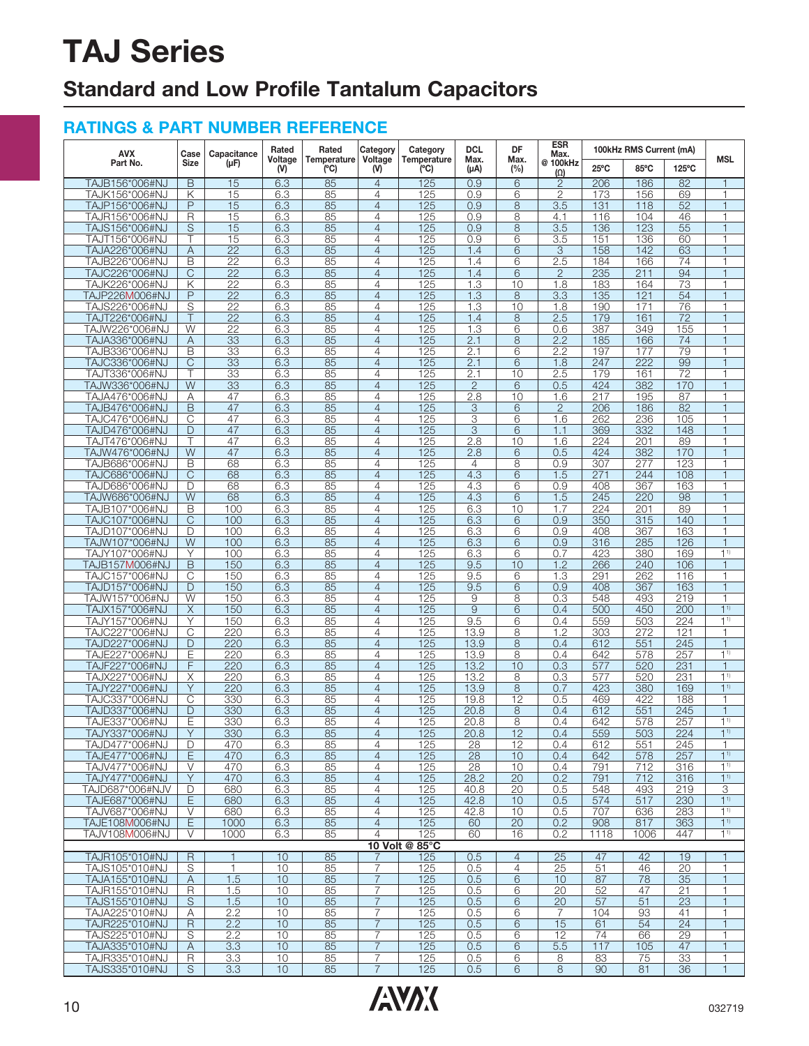# TAJ Series

## Standard and Low Profile Tantalum Capacitors

### RATINGS & PART NUMBER REFERENCE

| AVX Part No. | Case Size | Capacitance (µF) | Rated Voltage (V) | Rated Temperature (ºC) | Category Voltage (V) | Category Temperature (ºC) | DCL Max. (µA) | DF Max. (%) | ESR Max. @ 100kHz (Ω) | 100kHz RMS Current (mA) | | | MSL |
|---|---|---|---|---|---|---|---|---|---|---|---|---|---|
| | | | | | | | | | | 25ºC | 85ºC | 125ºC | |
| TAJB156*006#NJ | B | 15 | 6.3 | 85 | 4 | 125 | 0.9 | 6 | 2 | 206 | 186 | 82 | 1 |
| TAJK156*006#NJ | K | 15 | 6.3 | 85 | 4 | 125 | 0.9 | 6 | 2 | 173 | 156 | 69 | 1 |
| TAJP156*006#NJ | P | 15 | 6.3 | 85 | 4 | 125 | 0.9 | 8 | 3.5 | 131 | 118 | 52 | 1 |
| TAJR156*006#NJ | R | 15 | 6.3 | 85 | 4 | 125 | 0.9 | 8 | 4.1 | 116 | 104 | 46 | 1 |
| TAJS156*006#NJ | S | 15 | 6.3 | 85 | 4 | 125 | 0.9 | 8 | 3.5 | 136 | 123 | 55 | 1 |
| TAJT156*006#NJ | T | 15 | 6.3 | 85 | 4 | 125 | 0.9 | 6 | 3.5 | 151 | 136 | 60 | 1 |
| TAJA226*006#NJ | A | 22 | 6.3 | 85 | 4 | 125 | 1.4 | 6 | 3 | 158 | 142 | 63 | 1 |
| TAJB226*006#NJ | B | 22 | 6.3 | 85 | 4 | 125 | 1.4 | 6 | 2.5 | 184 | 166 | 74 | 1 |
| TAJC226*006#NJ | C | 22 | 6.3 | 85 | 4 | 125 | 1.4 | 6 | 2 | 235 | 211 | 94 | 1 |
| TAJK226*006#NJ | K | 22 | 6.3 | 85 | 4 | 125 | 1.3 | 10 | 1.8 | 183 | 164 | 73 | 1 |
| TAJP226M006#NJ | P | 22 | 6.3 | 85 | 4 | 125 | 1.3 | 8 | 3.3 | 135 | 121 | 54 | 1 |
| TAJS226*006#NJ | S | 22 | 6.3 | 85 | 4 | 125 | 1.3 | 10 | 1.8 | 190 | 171 | 76 | 1 |
| TAJT226*006#NJ | T | 22 | 6.3 | 85 | 4 | 125 | 1.4 | 8 | 2.5 | 179 | 161 | 72 | 1 |
| TAJW226*006#NJ | W | 22 | 6.3 | 85 | 4 | 125 | 1.3 | 6 | 0.6 | 387 | 349 | 155 | 1 |
| TAJA336*006#NJ | A | 33 | 6.3 | 85 | 4 | 125 | 2.1 | 8 | 2.2 | 185 | 166 | 74 | 1 |
| TAJB336*006#NJ | B | 33 | 6.3 | 85 | 4 | 125 | 2.1 | 6 | 2.2 | 197 | 177 | 79 | 1 |
| TAJC336*006#NJ | C | 33 | 6.3 | 85 | 4 | 125 | 2.1 | 6 | 1.8 | 247 | 222 | 99 | 1 |
| TAJT336*006#NJ | T | 33 | 6.3 | 85 | 4 | 125 | 2.1 | 10 | 2.5 | 179 | 161 | 72 | 1 |
| TAJW336*006#NJ | W | 33 | 6.3 | 85 | 4 | 125 | 2 | 6 | 0.5 | 424 | 382 | 170 | 1 |
| TAJA476*006#NJ | A | 47 | 6.3 | 85 | 4 | 125 | 2.8 | 10 | 1.6 | 217 | 195 | 87 | 1 |
| TAJB476*006#NJ | B | 47 | 6.3 | 85 | 4 | 125 | 3 | 6 | 2 | 206 | 186 | 82 | 1 |
| TAJC476*006#NJ | C | 47 | 6.3 | 85 | 4 | 125 | 3 | 6 | 1.6 | 262 | 236 | 105 | 1 |
| TAJD476*006#NJ | D | 47 | 6.3 | 85 | 4 | 125 | 3 | 6 | 1.1 | 369 | 332 | 148 | 1 |
| TAJT476*006#NJ | T | 47 | 6.3 | 85 | 4 | 125 | 2.8 | 10 | 1.6 | 224 | 201 | 89 | 1 |
| TAJW476*006#NJ | W | 47 | 6.3 | 85 | 4 | 125 | 2.8 | 6 | 0.5 | 424 | 382 | 170 | 1 |
| TAJB686*006#NJ | B | 68 | 6.3 | 85 | 4 | 125 | 4 | 8 | 0.9 | 307 | 277 | 123 | 1 |
| TAJC686*006#NJ | C | 68 | 6.3 | 85 | 4 | 125 | 4.3 | 6 | 1.5 | 271 | 244 | 108 | 1 |
| TAJD686*006#NJ | D | 68 | 6.3 | 85 | 4 | 125 | 4.3 | 6 | 0.9 | 408 | 367 | 163 | 1 |
| TAJW686*006#NJ | W | 68 | 6.3 | 85 | 4 | 125 | 4.3 | 6 | 1.5 | 245 | 220 | 98 | 1 |
| TAJB107*006#NJ | B | 100 | 6.3 | 85 | 4 | 125 | 6.3 | 10 | 1.7 | 224 | 201 | 89 | 1 |
| TAJC107*006#NJ | C | 100 | 6.3 | 85 | 4 | 125 | 6.3 | 6 | 0.9 | 350 | 315 | 140 | 1 |
| TAJD107*006#NJ | D | 100 | 6.3 | 85 | 4 | 125 | 6.3 | 6 | 0.9 | 408 | 367 | 163 | 1 |
| TAJW107*006#NJ | W | 100 | 6.3 | 85 | 4 | 125 | 6.3 | 6 | 0.9 | 316 | 285 | 126 | 1 |
| TAJY107*006#NJ | Y | 100 | 6.3 | 85 | 4 | 125 | 6.3 | 6 | 0.7 | 423 | 380 | 169 | 1[1)] |
| TAJB157M006#NJ | B | 150 | 6.3 | 85 | 4 | 125 | 9.5 | 10 | 1.2 | 266 | 240 | 106 | 1 |
| TAJC157*006#NJ | C | 150 | 6.3 | 85 | 4 | 125 | 9.5 | 6 | 1.3 | 291 | 262 | 116 | 1 |
| TAJD157*006#NJ | D | 150 | 6.3 | 85 | 4 | 125 | 9.5 | 6 | 0.9 | 408 | 367 | 163 | 1 |
| TAJW157*006#NJ | W | 150 | 6.3 | 85 | 4 | 125 | 9 | 8 | 0.3 | 548 | 493 | 219 | 1 |
| TAJX157*006#NJ | X | 150 | 6.3 | 85 | 4 | 125 | 9 | 6 | 0.4 | 500 | 450 | 200 | 1[1)] |
| TAJY157*006#NJ | Y | 150 | 6.3 | 85 | 4 | 125 | 9.5 | 6 | 0.4 | 559 | 503 | 224 | 1[1)] |
| TAJC227*006#NJ | C | 220 | 6.3 | 85 | 4 | 125 | 13.9 | 8 | 1.2 | 303 | 272 | 121 | 1 |
| TAJD227*006#NJ | D | 220 | 6.3 | 85 | 4 | 125 | 13.9 | 8 | 0.4 | 612 | 551 | 245 | 1 |
| TAJE227*006#NJ | E | 220 | 6.3 | 85 | 4 | 125 | 13.9 | 8 | 0.4 | 642 | 578 | 257 | 1[1)] |
| TAJF227*006#NJ | F | 220 | 6.3 | 85 | 4 | 125 | 13.2 | 10 | 0.3 | 577 | 520 | 231 | 1 |
| TAJX227*006#NJ | X | 220 | 6.3 | 85 | 4 | 125 | 13.2 | 8 | 0.3 | 577 | 520 | 231 | 1[1)] |
| TAJY227*006#NJ | Y | 220 | 6.3 | 85 | 4 | 125 | 13.9 | 8 | 0.7 | 423 | 380 | 169 | 1[1)] |
| TAJC337*006#NJ | C | 330 | 6.3 | 85 | 4 | 125 | 19.8 | 12 | 0.5 | 469 | 422 | 188 | 1 |
| TAJD337*006#NJ | D | 330 | 6.3 | 85 | 4 | 125 | 20.8 | 8 | 0.4 | 612 | 551 | 245 | 1 |
| TAJE337*006#NJ | E | 330 | 6.3 | 85 | 4 | 125 | 20.8 | 8 | 0.4 | 642 | 578 | 257 | 1[1)] |
| TAJY337*006#NJ | Y | 330 | 6.3 | 85 | 4 | 125 | 20.8 | 12 | 0.4 | 559 | 503 | 224 | 1[1)] |
| TAJD477*006#NJ | D | 470 | 6.3 | 85 | 4 | 125 | 28 | 12 | 0.4 | 612 | 551 | 245 | 1 |
| TAJE477*006#NJ | E | 470 | 6.3 | 85 | 4 | 125 | 28 | 10 | 0.4 | 642 | 578 | 257 | 1[1)] |
| TAJV477*006#NJ | V | 470 | 6.3 | 85 | 4 | 125 | 28 | 10 | 0.4 | 791 | 712 | 316 | 1[1)] |
| TAJY477*006#NJ | Y | 470 | 6.3 | 85 | 4 | 125 | 28.2 | 20 | 0.2 | 791 | 712 | 316 | 1[1)] |
| TAJD687*006#NJV | D | 680 | 6.3 | 85 | 4 | 125 | 40.8 | 20 | 0.5 | 548 | 493 | 219 | 3 |
| TAJE687*006#NJ | E | 680 | 6.3 | 85 | 4 | 125 | 42.8 | 10 | 0.5 | 574 | 517 | 230 | 1[1)] |
| TAJV687*006#NJ | V | 680 | 6.3 | 85 | 4 | 125 | 42.8 | 10 | 0.5 | 707 | 636 | 283 | 1[1)] |
| TAJE108M006#NJ | E | 1000 | 6.3 | 85 | 4 | 125 | 60 | 20 | 0.2 | 908 | 817 | 363 | 1[1)] |
| TAJV108M006#NJ | V | 1000 | 6.3 | 85 | 4 | 125 | 60 | 16 | 0.2 | 1118 | 1006 | 447 | 1[1)] |
| **10 Volt @ 85°C** | | | | | | | | | | | | | |
| TAJR105*010#NJ | R | 1 | 10 | 85 | 7 | 125 | 0.5 | 4 | 25 | 47 | 42 | 19 | 1 |
| TAJS105*010#NJ | S | 1 | 10 | 85 | 7 | 125 | 0.5 | 4 | 25 | 51 | 46 | 20 | 1 |
| TAJA155*010#NJ | A | 1.5 | 10 | 85 | 7 | 125 | 0.5 | 6 | 10 | 87 | 78 | 35 | 1 |
| TAJR155*010#NJ | R | 1.5 | 10 | 85 | 7 | 125 | 0.5 | 6 | 20 | 52 | 47 | 21 | 1 |
| TAJS155*010#NJ | S | 1.5 | 10 | 85 | 7 | 125 | 0.5 | 6 | 20 | 57 | 51 | 23 | 1 |
| TAJA225*010#NJ | A | 2.2 | 10 | 85 | 7 | 125 | 0.5 | 6 | 7 | 104 | 93 | 41 | 1 |
| TAJR225*010#NJ | R | 2.2 | 10 | 85 | 7 | 125 | 0.5 | 6 | 15 | 61 | 54 | 24 | 1 |
| TAJS225*010#NJ | S | 2.2 | 10 | 85 | 7 | 125 | 0.5 | 6 | 12 | 74 | 66 | 29 | 1 |
| TAJA335*010#NJ | A | 3.3 | 10 | 85 | 7 | 125 | 0.5 | 6 | 5.5 | 117 | 105 | 47 | 1 |
| TAJR335*010#NJ | R | 3.3 | 10 | 85 | 7 | 125 | 0.5 | 6 | 8 | 83 | 75 | 33 | 1 |
| TAJS335*010#NJ | S | 3.3 | 10 | 85 | 7 | 125 | 0.5 | 6 | 8 | 90 | 81 | 36 | 1 |

032719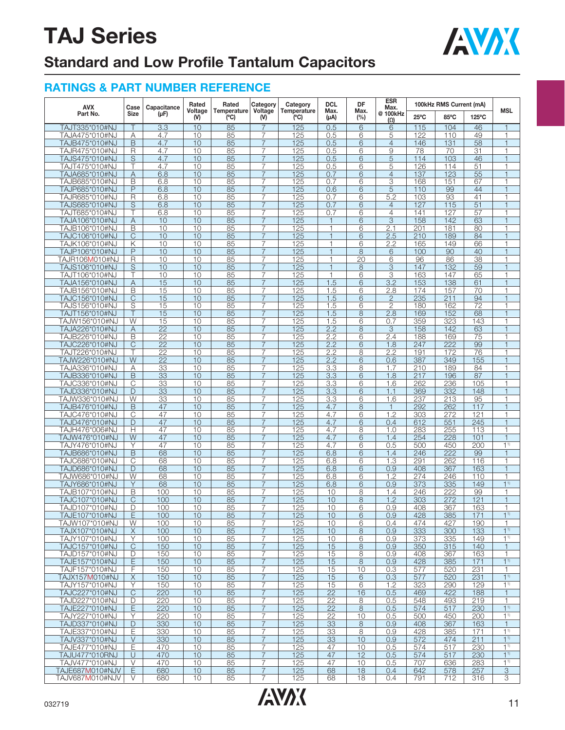# TAJ Series

## Standard and Low Profile Tantalum Capacitors

### RATINGS & PART NUMBER REFERENCE

| AVX Part No. | Case Size | Capacitance (μF) | Rated Voltage (V) | Rated Temperature (°C) | Category Voltage (V) | Category Temperature (°C) | DCL Max. (μA) | DF Max. (%) | ESR Max. @ 100kHz (Ω) | 100kHz RMS Current (mA) | | | MSL |
|---|---|---|---|---|---|---|---|---|---|---|---|---|---|
| | | | | | | | | | | 25°C | 85°C | 125°C | |
| TAJT335*010#NJ | T | 3.3 | 10 | 85 | 7 | 125 | 0.5 | 6 | 6 | 115 | 104 | 46 | 1 |
| TAJA475*010#NJ | A | 4.7 | 10 | 85 | 7 | 125 | 0.5 | 6 | 5 | 122 | 110 | 49 | 1 |
| TAJB475*010#NJ | B | 4.7 | 10 | 85 | 7 | 125 | 0.5 | 6 | 4 | 146 | 131 | 58 | 1 |
| TAJR475*010#NJ | R | 4.7 | 10 | 85 | 7 | 125 | 0.5 | 6 | 9 | 78 | 70 | 31 | 1 |
| TAJS475*010#NJ | S | 4.7 | 10 | 85 | 7 | 125 | 0.5 | 6 | 5 | 114 | 103 | 46 | 1 |
| TAJT475*010#NJ | T | 4.7 | 10 | 85 | 7 | 125 | 0.5 | 6 | 5 | 126 | 114 | 51 | 1 |
| TAJA685*010#NJ | A | 6.8 | 10 | 85 | 7 | 125 | 0.7 | 6 | 4 | 137 | 123 | 55 | 1 |
| TAJB685*010#NJ | B | 6.8 | 10 | 85 | 7 | 125 | 0.7 | 6 | 3 | 168 | 151 | 67 | 1 |
| TAJP685*010#NJ | P | 6.8 | 10 | 85 | 7 | 125 | 0.6 | 6 | 5 | 110 | 99 | 44 | 1 |
| TAJR685*010#NJ | R | 6.8 | 10 | 85 | 7 | 125 | 0.7 | 6 | 5.2 | 103 | 93 | 41 | 1 |
| TAJS685*010#NJ | S | 6.8 | 10 | 85 | 7 | 125 | 0.7 | 6 | 4 | 127 | 115 | 51 | 1 |
| TAJT685*010#NJ | T | 6.8 | 10 | 85 | 7 | 125 | 0.7 | 6 | 4 | 141 | 127 | 57 | 1 |
| TAJA106*010#NJ | A | 10 | 10 | 85 | 7 | 125 | 1 | 6 | 3 | 158 | 142 | 63 | 1 |
| TAJB106*010#NJ | B | 10 | 10 | 85 | 7 | 125 | 1 | 6 | 2.1 | 201 | 181 | 80 | 1 |
| TAJC106*010#NJ | C | 10 | 10 | 85 | 7 | 125 | 1 | 6 | 2.5 | 210 | 189 | 84 | 1 |
| TAJK106*010#NJ | K | 10 | 10 | 85 | 7 | 125 | 1 | 6 | 2.2 | 165 | 149 | 66 | 1 |
| TAJP106*010#NJ | P | 10 | 10 | 85 | 7 | 125 | 1 | 8 | 6 | 100 | 90 | 40 | 1 |
| TAJR106M010#NJ | R | 10 | 10 | 85 | 7 | 125 | 1 | 20 | 6 | 96 | 86 | 38 | 1 |
| TAJS106*010#NJ | S | 10 | 10 | 85 | 7 | 125 | 1 | 8 | 3 | 147 | 132 | 59 | 1 |
| TAJT106*010#NJ | T | 10 | 10 | 85 | 7 | 125 | 1 | 6 | 3 | 163 | 147 | 65 | 1 |
| TAJA156*010#NJ | A | 15 | 10 | 85 | 7 | 125 | 1.5 | 6 | 3.2 | 153 | 138 | 61 | 1 |
| TAJB156*010#NJ | B | 15 | 10 | 85 | 7 | 125 | 1.5 | 6 | 2.8 | 174 | 157 | 70 | 1 |
| TAJC156*010#NJ | C | 15 | 10 | 85 | 7 | 125 | 1.5 | 6 | 2 | 235 | 211 | 94 | 1 |
| TAJS156*010#NJ | S | 15 | 10 | 85 | 7 | 125 | 1.5 | 6 | 2 | 180 | 162 | 72 | 1 |
| TAJT156*010#NJ | T | 15 | 10 | 85 | 7 | 125 | 1.5 | 8 | 2.8 | 169 | 152 | 68 | 1 |
| TAJW156*010#NJ | W | 15 | 10 | 85 | 7 | 125 | 1.5 | 6 | 0.7 | 359 | 323 | 143 | 1 |
| TAJA226*010#NJ | A | 22 | 10 | 85 | 7 | 125 | 2.2 | 8 | 3 | 158 | 142 | 63 | 1 |
| TAJB226*010#NJ | B | 22 | 10 | 85 | 7 | 125 | 2.2 | 6 | 2.4 | 188 | 169 | 75 | 1 |
| TAJC226*010#NJ | C | 22 | 10 | 85 | 7 | 125 | 2.2 | 6 | 1.8 | 247 | 222 | 99 | 1 |
| TAJT226*010#NJ | T | 22 | 10 | 85 | 7 | 125 | 2.2 | 8 | 2.2 | 191 | 172 | 76 | 1 |
| TAJW226*010#NJ | W | 22 | 10 | 85 | 7 | 125 | 2.2 | 6 | 0.6 | 387 | 349 | 155 | 1 |
| TAJA336*010#NJ | A | 33 | 10 | 85 | 7 | 125 | 3.3 | 8 | 1.7 | 210 | 189 | 84 | 1 |
| TAJB336*010#NJ | B | 33 | 10 | 85 | 7 | 125 | 3.3 | 6 | 1.8 | 217 | 196 | 87 | 1 |
| TAJC336*010#NJ | C | 33 | 10 | 85 | 7 | 125 | 3.3 | 6 | 1.6 | 262 | 236 | 105 | 1 |
| TAJD336*010#NJ | D | 33 | 10 | 85 | 7 | 125 | 3.3 | 6 | 1.1 | 369 | 332 | 148 | 1 |
| TAJW336*010#NJ | W | 33 | 10 | 85 | 7 | 125 | 3.3 | 6 | 1.6 | 237 | 213 | 95 | 1 |
| TAJB476*010#NJ | B | 47 | 10 | 85 | 7 | 125 | 4.7 | 8 | 1 | 292 | 262 | 117 | 1 |
| TAJC476*010#NJ | C | 47 | 10 | 85 | 7 | 125 | 4.7 | 6 | 1.2 | 303 | 272 | 121 | 1 |
| TAJD476*010#NJ | D | 47 | 10 | 85 | 7 | 125 | 4.7 | 6 | 0.4 | 612 | 551 | 245 | 1 |
| TAJH476*006#NJ | H | 47 | 10 | 85 | 7 | 125 | 4.7 | 8 | 1.0 | 283 | 255 | 113 | 1 |
| TAJW476*010#NJ | W | 47 | 10 | 85 | 7 | 125 | 4.7 | 6 | 1.4 | 254 | 228 | 101 | 1 |
| TAJY476*010#NJ | Y | 47 | 10 | 85 | 7 | 125 | 4.7 | 6 | 0.5 | 500 | 450 | 200 | 1[1)] |
| TAJB686*010#NJ | B | 68 | 10 | 85 | 7 | 125 | 6.8 | 6 | 1.4 | 246 | 222 | 99 | 1 |
| TAJC686*010#NJ | C | 68 | 10 | 85 | 7 | 125 | 6.8 | 6 | 1.3 | 291 | 262 | 116 | 1 |
| TAJD686*010#NJ | D | 68 | 10 | 85 | 7 | 125 | 6.8 | 6 | 0.9 | 408 | 367 | 163 | 1 |
| TAJW686*010#NJ | W | 68 | 10 | 85 | 7 | 125 | 6.8 | 6 | 1.2 | 274 | 246 | 110 | 1 |
| TAJY686*010#NJ | Y | 68 | 10 | 85 | 7 | 125 | 6.8 | 6 | 0.9 | 373 | 335 | 149 | 1[1)] |
| TAJB107*010#NJ | B | 100 | 10 | 85 | 7 | 125 | 10 | 8 | 1.4 | 246 | 222 | 99 | 1 |
| TAJC107*010#NJ | C | 100 | 10 | 85 | 7 | 125 | 10 | 8 | 1.2 | 303 | 272 | 121 | 1 |
| TAJD107*010#NJ | D | 100 | 10 | 85 | 7 | 125 | 10 | 6 | 0.9 | 408 | 367 | 163 | 1 |
| TAJE107*010#NJ | E | 100 | 10 | 85 | 7 | 125 | 10 | 6 | 0.9 | 428 | 385 | 171 | 1[1)] |
| TAJW107*010#NJ | W | 100 | 10 | 85 | 7 | 125 | 10 | 6 | 0.4 | 474 | 427 | 190 | 1 |
| TAJX107*010#NJ | X | 100 | 10 | 85 | 7 | 125 | 10 | 8 | 0.9 | 333 | 300 | 133 | 1[1)] |
| TAJY107*010#NJ | Y | 100 | 10 | 85 | 7 | 125 | 10 | 6 | 0.9 | 373 | 335 | 149 | 1[1)] |
| TAJC157*010#NJ | C | 150 | 10 | 85 | 7 | 125 | 15 | 8 | 0.9 | 350 | 315 | 140 | 1 |
| TAJD157*010#NJ | D | 150 | 10 | 85 | 7 | 125 | 15 | 8 | 0.9 | 408 | 367 | 163 | 1 |
| TAJE157*010#NJ | E | 150 | 10 | 85 | 7 | 125 | 15 | 8 | 0.9 | 428 | 385 | 171 | 1[1)] |
| TAJF157*010#NJ | F | 150 | 10 | 85 | 7 | 125 | 15 | 10 | 0.3 | 577 | 520 | 231 | 1 |
| TAJX157M010#NJ | X | 150 | 10 | 85 | 7 | 125 | 15 | 6 | 0.3 | 577 | 520 | 231 | 1[1)] |
| TAJY157*010#NJ | Y | 150 | 10 | 85 | 7 | 125 | 15 | 6 | 1.2 | 323 | 290 | 129 | 1[1)] |
| TAJC227*010#NJ | C | 220 | 10 | 85 | 7 | 125 | 22 | 16 | 0.5 | 469 | 422 | 188 | 1 |
| TAJD227*010#NJ | D | 220 | 10 | 85 | 7 | 125 | 22 | 8 | 0.5 | 548 | 493 | 219 | 1 |
| TAJE227*010#NJ | E | 220 | 10 | 85 | 7 | 125 | 22 | 8 | 0.5 | 574 | 517 | 230 | 1[1)] |
| TAJY227*010#NJ | Y | 220 | 10 | 85 | 7 | 125 | 22 | 10 | 0.5 | 500 | 450 | 200 | 1[1)] |
| TAJD337*010#NJ | D | 330 | 10 | 85 | 7 | 125 | 33 | 8 | 0.9 | 408 | 367 | 163 | 1 |
| TAJE337*010#NJ | E | 330 | 10 | 85 | 7 | 125 | 33 | 8 | 0.9 | 428 | 385 | 171 | 1[1)] |
| TAJV337*010#NJ | V | 330 | 10 | 85 | 7 | 125 | 33 | 10 | 0.9 | 572 | 474 | 211 | 1[1)] |
| TAJE477*010#NJ | E | 470 | 10 | 85 | 7 | 125 | 47 | 10 | 0.5 | 574 | 517 | 230 | 1[1)] |
| TAJU477*010RNJ | U | 470 | 10 | 85 | 7 | 125 | 47 | 12 | 0.5 | 574 | 517 | 230 | 1[1)] |
| TAJV477*010#NJ | V | 470 | 10 | 85 | 7 | 125 | 47 | 10 | 0.5 | 707 | 636 | 283 | 1[1)] |
| TAJE687M010#NJV | E | 680 | 10 | 85 | 7 | 125 | 68 | 18 | 0.4 | 642 | 578 | 257 | 3 |
| TAJV687M010#NJV | V | 680 | 10 | 85 | 7 | 125 | 68 | 18 | 0.4 | 791 | 712 | 316 | 3 |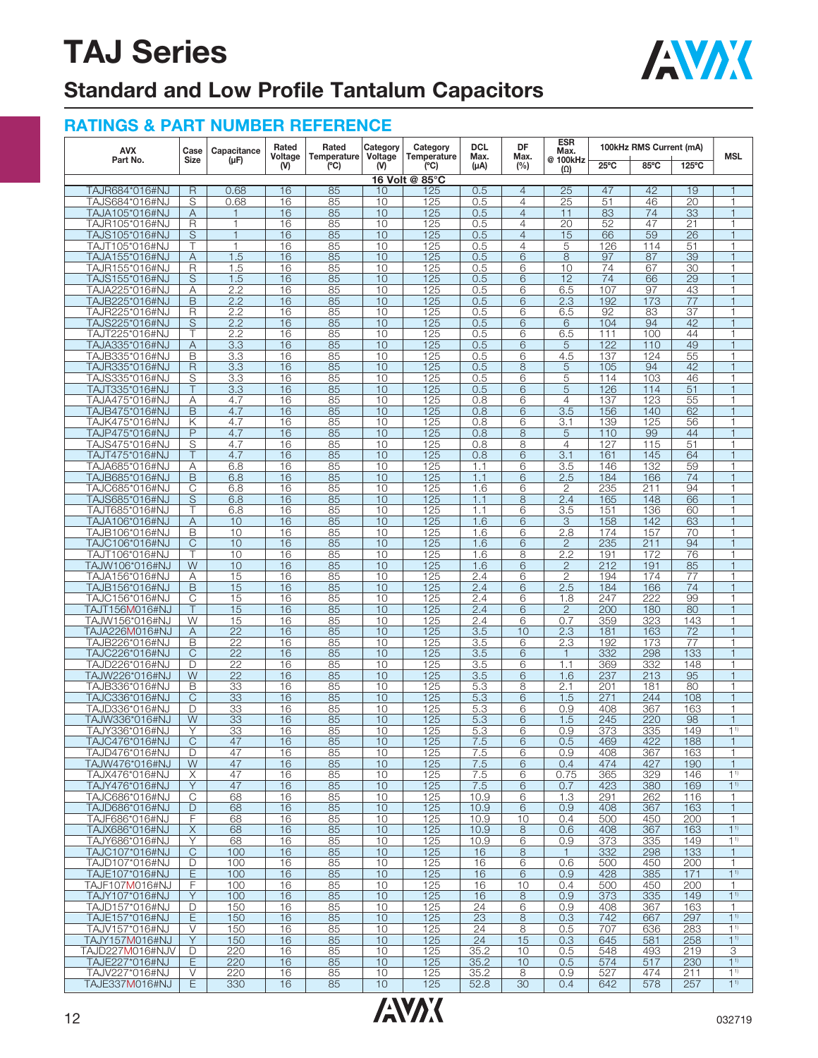# TAJ Series

## Standard and Low Profile Tantalum Capacitors

### RATINGS & PART NUMBER REFERENCE

| AVX Part No. | Case Size | Capacitance (μF) | Rated Voltage (V) | Rated Temperature (ºC) | Category Voltage (V) | Category Temperature (ºC) | DCL Max. (μA) | DF Max. (%) | ESR Max. @ 100kHz (Ω) | 100kHz RMS Current (mA) | | | MSL |
|---|---|---|---|---|---|---|---|---|---|---|---|---|---|
| | | | | | | | | | | 25ºC | 85ºC | 125ºC | |
| **16 Volt @ 85°C** | | | | | | | | | | | | | |
| TAJR684*016#NJ | R | 0.68 | 16 | 85 | 10 | 125 | 0.5 | 4 | 25 | 47 | 42 | 19 | 1 |
| TAJS684*016#NJ | S | 0.68 | 16 | 85 | 10 | 125 | 0.5 | 4 | 25 | 51 | 46 | 20 | 1 |
| TAJA105*016#NJ | A | 1 | 16 | 85 | 10 | 125 | 0.5 | 4 | 11 | 83 | 74 | 33 | 1 |
| TAJR105*016#NJ | R | 1 | 16 | 85 | 10 | 125 | 0.5 | 4 | 20 | 52 | 47 | 21 | 1 |
| TAJS105*016#NJ | S | 1 | 16 | 85 | 10 | 125 | 0.5 | 4 | 15 | 66 | 59 | 26 | 1 |
| TAJT105*016#NJ | T | 1 | 16 | 85 | 10 | 125 | 0.5 | 4 | 5 | 126 | 114 | 51 | 1 |
| TAJA155*016#NJ | A | 1.5 | 16 | 85 | 10 | 125 | 0.5 | 6 | 8 | 97 | 87 | 39 | 1 |
| TAJR155*016#NJ | R | 1.5 | 16 | 85 | 10 | 125 | 0.5 | 6 | 10 | 74 | 67 | 30 | 1 |
| TAJS155*016#NJ | S | 1.5 | 16 | 85 | 10 | 125 | 0.5 | 6 | 12 | 74 | 66 | 29 | 1 |
| TAJA225*016#NJ | A | 2.2 | 16 | 85 | 10 | 125 | 0.5 | 6 | 6.5 | 107 | 97 | 43 | 1 |
| TAJB225*016#NJ | B | 2.2 | 16 | 85 | 10 | 125 | 0.5 | 6 | 2.3 | 192 | 173 | 77 | 1 |
| TAJR225*016#NJ | R | 2.2 | 16 | 85 | 10 | 125 | 0.5 | 6 | 6.5 | 92 | 83 | 37 | 1 |
| TAJS225*016#NJ | S | 2.2 | 16 | 85 | 10 | 125 | 0.5 | 6 | 6 | 104 | 94 | 42 | 1 |
| TAJT225*016#NJ | T | 2.2 | 16 | 85 | 10 | 125 | 0.5 | 6 | 6.5 | 111 | 100 | 44 | 1 |
| TAJA335*016#NJ | A | 3.3 | 16 | 85 | 10 | 125 | 0.5 | 6 | 5 | 122 | 110 | 49 | 1 |
| TAJB335*016#NJ | B | 3.3 | 16 | 85 | 10 | 125 | 0.5 | 6 | 4.5 | 137 | 124 | 55 | 1 |
| TAJR335*016#NJ | R | 3.3 | 16 | 85 | 10 | 125 | 0.5 | 8 | 5 | 105 | 94 | 42 | 1 |
| TAJS335*016#NJ | S | 3.3 | 16 | 85 | 10 | 125 | 0.5 | 6 | 5 | 114 | 103 | 46 | 1 |
| TAJT335*016#NJ | T | 3.3 | 16 | 85 | 10 | 125 | 0.5 | 6 | 5 | 126 | 114 | 51 | 1 |
| TAJA475*016#NJ | A | 4.7 | 16 | 85 | 10 | 125 | 0.8 | 6 | 4 | 137 | 123 | 55 | 1 |
| TAJB475*016#NJ | B | 4.7 | 16 | 85 | 10 | 125 | 0.8 | 6 | 3.5 | 156 | 140 | 62 | 1 |
| TAJK475*016#NJ | K | 4.7 | 16 | 85 | 10 | 125 | 0.8 | 6 | 3.1 | 139 | 125 | 56 | 1 |
| TAJP475*016#NJ | P | 4.7 | 16 | 85 | 10 | 125 | 0.8 | 8 | 5 | 110 | 99 | 44 | 1 |
| TAJS475*016#NJ | S | 4.7 | 16 | 85 | 10 | 125 | 0.8 | 8 | 4 | 127 | 115 | 51 | 1 |
| TAJT475*016#NJ | T | 4.7 | 16 | 85 | 10 | 125 | 0.8 | 6 | 3.1 | 161 | 145 | 64 | 1 |
| TAJA685*016#NJ | A | 6.8 | 16 | 85 | 10 | 125 | 1.1 | 6 | 3.5 | 146 | 132 | 59 | 1 |
| TAJB685*016#NJ | B | 6.8 | 16 | 85 | 10 | 125 | 1.1 | 6 | 2.5 | 184 | 166 | 74 | 1 |
| TAJC685*016#NJ | C | 6.8 | 16 | 85 | 10 | 125 | 1.6 | 6 | 2 | 235 | 211 | 94 | 1 |
| TAJS685*016#NJ | S | 6.8 | 16 | 85 | 10 | 125 | 1.1 | 8 | 2.4 | 165 | 148 | 66 | 1 |
| TAJT685*016#NJ | T | 6.8 | 16 | 85 | 10 | 125 | 1.1 | 6 | 3.5 | 151 | 136 | 60 | 1 |
| TAJA106*016#NJ | A | 10 | 16 | 85 | 10 | 125 | 1.6 | 6 | 3 | 158 | 142 | 63 | 1 |
| TAJB106*016#NJ | B | 10 | 16 | 85 | 10 | 125 | 1.6 | 6 | 2.8 | 174 | 157 | 70 | 1 |
| TAJC106*016#NJ | C | 10 | 16 | 85 | 10 | 125 | 1.6 | 6 | 2 | 235 | 211 | 94 | 1 |
| TAJT106*016#NJ | T | 10 | 16 | 85 | 10 | 125 | 1.6 | 8 | 2.2 | 191 | 172 | 76 | 1 |
| TAJW106*016#NJ | W | 10 | 16 | 85 | 10 | 125 | 1.6 | 6 | 2 | 212 | 191 | 85 | 1 |
| TAJA156*016#NJ | A | 15 | 16 | 85 | 10 | 125 | 2.4 | 6 | 2 | 194 | 174 | 77 | 1 |
| TAJB156*016#NJ | B | 15 | 16 | 85 | 10 | 125 | 2.4 | 6 | 2.5 | 184 | 166 | 74 | 1 |
| TAJC156*016#NJ | C | 15 | 16 | 85 | 10 | 125 | 2.4 | 6 | 1.8 | 247 | 222 | 99 | 1 |
| TAJT156M016#NJ | T | 15 | 16 | 85 | 10 | 125 | 2.4 | 6 | 2 | 200 | 180 | 80 | 1 |
| TAJW156*016#NJ | W | 15 | 16 | 85 | 10 | 125 | 2.4 | 6 | 0.7 | 359 | 323 | 143 | 1 |
| TAJA226M016#NJ | A | 22 | 16 | 85 | 10 | 125 | 3.5 | 10 | 2.3 | 181 | 163 | 72 | 1 |
| TAJB226*016#NJ | B | 22 | 16 | 85 | 10 | 125 | 3.5 | 6 | 2.3 | 192 | 173 | 77 | 1 |
| TAJC226*016#NJ | C | 22 | 16 | 85 | 10 | 125 | 3.5 | 6 | 1 | 332 | 298 | 133 | 1 |
| TAJD226*016#NJ | D | 22 | 16 | 85 | 10 | 125 | 3.5 | 6 | 1.1 | 369 | 332 | 148 | 1 |
| TAJW226*016#NJ | W | 22 | 16 | 85 | 10 | 125 | 3.5 | 6 | 1.6 | 237 | 213 | 95 | 1 |
| TAJB336*016#NJ | B | 33 | 16 | 85 | 10 | 125 | 5.3 | 8 | 2.1 | 201 | 181 | 80 | 1 |
| TAJC336*016#NJ | C | 33 | 16 | 85 | 10 | 125 | 5.3 | 6 | 1.5 | 271 | 244 | 108 | 1 |
| TAJD336*016#NJ | D | 33 | 16 | 85 | 10 | 125 | 5.3 | 6 | 0.9 | 408 | 367 | 163 | 1 |
| TAJW336*016#NJ | W | 33 | 16 | 85 | 10 | 125 | 5.3 | 6 | 1.5 | 245 | 220 | 98 | 1 |
| TAJY336*016#NJ | Y | 33 | 16 | 85 | 10 | 125 | 5.3 | 6 | 0.9 | 373 | 335 | 149 | 1[1)] |
| TAJC476*016#NJ | C | 47 | 16 | 85 | 10 | 125 | 7.5 | 6 | 0.5 | 469 | 422 | 188 | 1 |
| TAJD476*016#NJ | D | 47 | 16 | 85 | 10 | 125 | 7.5 | 6 | 0.9 | 408 | 367 | 163 | 1 |
| TAJW476*016#NJ | W | 47 | 16 | 85 | 10 | 125 | 7.5 | 6 | 0.4 | 474 | 427 | 190 | 1 |
| TAJX476*016#NJ | X | 47 | 16 | 85 | 10 | 125 | 7.5 | 6 | 0.75 | 365 | 329 | 146 | 1[1)] |
| TAJY476*016#NJ | Y | 47 | 16 | 85 | 10 | 125 | 7.5 | 6 | 0.7 | 423 | 380 | 169 | 1[1)] |
| TAJC686*016#NJ | C | 68 | 16 | 85 | 10 | 125 | 10.9 | 6 | 1.3 | 291 | 262 | 116 | 1 |
| TAJD686*016#NJ | D | 68 | 16 | 85 | 10 | 125 | 10.9 | 6 | 0.9 | 408 | 367 | 163 | 1 |
| TAJF686*016#NJ | F | 68 | 16 | 85 | 10 | 125 | 10.9 | 10 | 0.4 | 500 | 450 | 200 | 1 |
| TAJX686*016#NJ | X | 68 | 16 | 85 | 10 | 125 | 10.9 | 8 | 0.6 | 408 | 367 | 163 | 1[1)] |
| TAJY686*016#NJ | Y | 68 | 16 | 85 | 10 | 125 | 10.9 | 6 | 0.9 | 373 | 335 | 149 | 1[1)] |
| TAJC107*016#NJ | C | 100 | 16 | 85 | 10 | 125 | 16 | 8 | 1 | 332 | 298 | 133 | 1 |
| TAJD107*016#NJ | D | 100 | 16 | 85 | 10 | 125 | 16 | 6 | 0.6 | 500 | 450 | 200 | 1 |
| TAJE107*016#NJ | E | 100 | 16 | 85 | 10 | 125 | 16 | 6 | 0.9 | 428 | 385 | 171 | 1[1)] |
| TAJF107M016#NJ | F | 100 | 16 | 85 | 10 | 125 | 16 | 10 | 0.4 | 500 | 450 | 200 | 1 |
| TAJY107*016#NJ | Y | 100 | 16 | 85 | 10 | 125 | 16 | 8 | 0.9 | 373 | 335 | 149 | 1[1)] |
| TAJD157*016#NJ | D | 150 | 16 | 85 | 10 | 125 | 24 | 6 | 0.9 | 408 | 367 | 163 | 1 |
| TAJE157*016#NJ | E | 150 | 16 | 85 | 10 | 125 | 23 | 8 | 0.3 | 742 | 667 | 297 | 1[1)] |
| TAJV157*016#NJ | V | 150 | 16 | 85 | 10 | 125 | 24 | 8 | 0.5 | 707 | 636 | 283 | 1[1)] |
| TAJY157M016#NJ | Y | 150 | 16 | 85 | 10 | 125 | 24 | 15 | 0.3 | 645 | 581 | 258 | 1[1)] |
| TAJD227M016#NJV | D | 220 | 16 | 85 | 10 | 125 | 35.2 | 10 | 0.5 | 548 | 493 | 219 | 3 |
| TAJE227*016#NJ | E | 220 | 16 | 85 | 10 | 125 | 35.2 | 10 | 0.5 | 574 | 517 | 230 | 1[1)] |
| TAJV227*016#NJ | V | 220 | 16 | 85 | 10 | 125 | 35.2 | 8 | 0.9 | 527 | 474 | 211 | 1[1)] |
| TAJE337M016#NJ | E | 330 | 16 | 85 | 10 | 125 | 52.8 | 30 | 0.4 | 642 | 578 | 257 | 1[1)] |

032719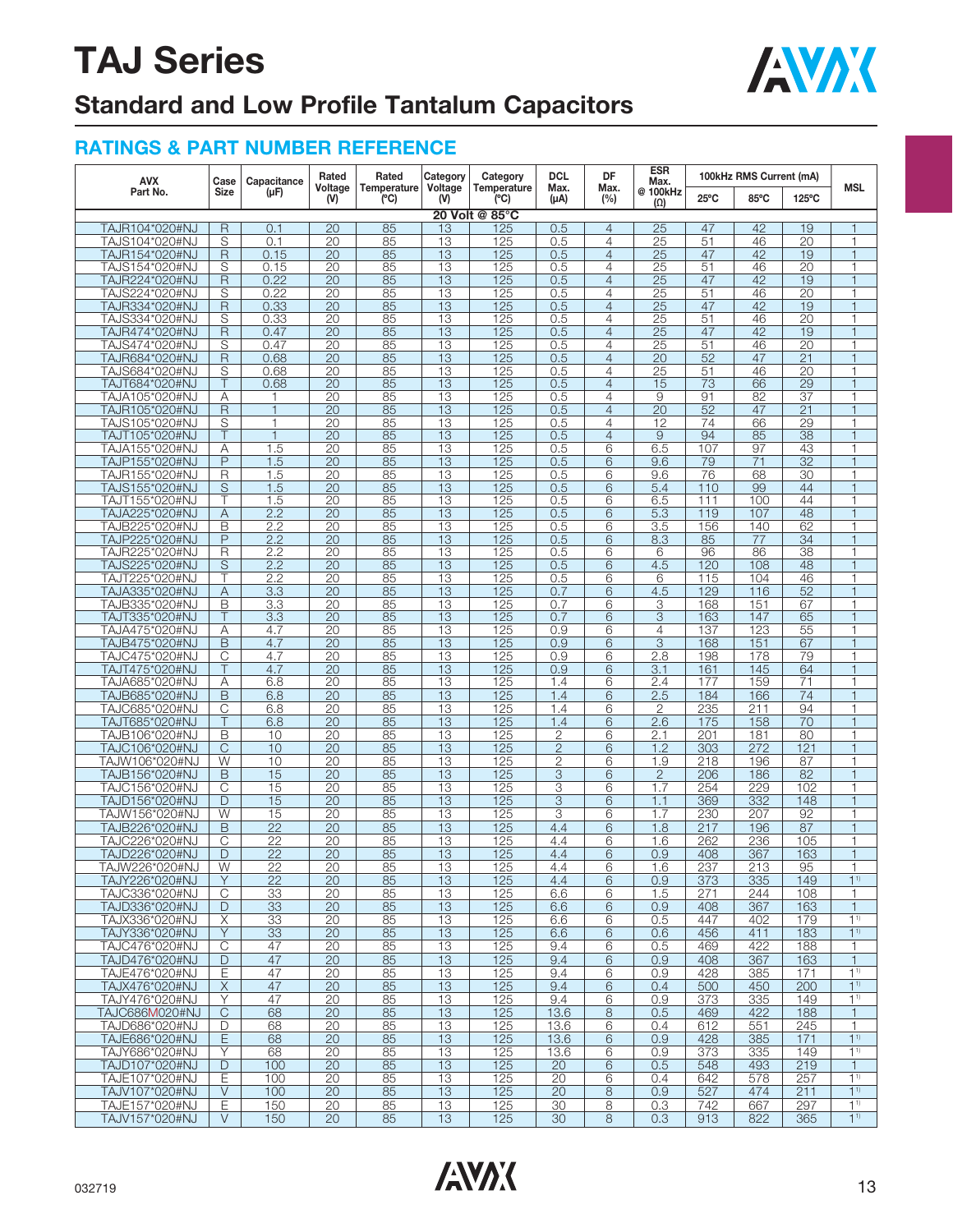# TAJ Series

## Standard and Low Profile Tantalum Capacitors

### RATINGS & PART NUMBER REFERENCE

| AVX Part No. | Case Size | Capacitance (μF) | Rated Voltage (V) | Rated Temperature (ºC) | Category Voltage (V) | Category Temperature (ºC) | DCL Max. (μA) | DF Max. (%) | ESR Max. @ 100kHz (Ω) | 100kHz RMS Current (mA) | | | MSL |
|---|---|---|---|---|---|---|---|---|---|---|---|---|---|
| | | | | | | | | | | 25ºC | 85ºC | 125ºC | |
| **20 Volt @ 85ºC** | | | | | | | | | | | | | |
| TAJR104*020#NJ | R | 0.1 | 20 | 85 | 13 | 125 | 0.5 | 4 | 25 | 47 | 42 | 19 | 1 |
| TAJS104*020#NJ | S | 0.1 | 20 | 85 | 13 | 125 | 0.5 | 4 | 25 | 51 | 46 | 20 | 1 |
| TAJR154*020#NJ | R | 0.15 | 20 | 85 | 13 | 125 | 0.5 | 4 | 25 | 47 | 42 | 19 | 1 |
| TAJS154*020#NJ | S | 0.15 | 20 | 85 | 13 | 125 | 0.5 | 4 | 25 | 51 | 46 | 20 | 1 |
| TAJR224*020#NJ | R | 0.22 | 20 | 85 | 13 | 125 | 0.5 | 4 | 25 | 47 | 42 | 19 | 1 |
| TAJS224*020#NJ | S | 0.22 | 20 | 85 | 13 | 125 | 0.5 | 4 | 25 | 51 | 46 | 20 | 1 |
| TAJR334*020#NJ | R | 0.33 | 20 | 85 | 13 | 125 | 0.5 | 4 | 25 | 47 | 42 | 19 | 1 |
| TAJS334*020#NJ | S | 0.33 | 20 | 85 | 13 | 125 | 0.5 | 4 | 25 | 51 | 46 | 20 | 1 |
| TAJR474*020#NJ | R | 0.47 | 20 | 85 | 13 | 125 | 0.5 | 4 | 25 | 47 | 42 | 19 | 1 |
| TAJS474*020#NJ | S | 0.47 | 20 | 85 | 13 | 125 | 0.5 | 4 | 25 | 51 | 46 | 20 | 1 |
| TAJR684*020#NJ | R | 0.68 | 20 | 85 | 13 | 125 | 0.5 | 4 | 20 | 52 | 47 | 21 | 1 |
| TAJS684*020#NJ | S | 0.68 | 20 | 85 | 13 | 125 | 0.5 | 4 | 25 | 51 | 46 | 20 | 1 |
| TAJT684*020#NJ | T | 0.68 | 20 | 85 | 13 | 125 | 0.5 | 4 | 15 | 73 | 66 | 29 | 1 |
| TAJA105*020#NJ | A | 1 | 20 | 85 | 13 | 125 | 0.5 | 4 | 9 | 91 | 82 | 37 | 1 |
| TAJR105*020#NJ | R | 1 | 20 | 85 | 13 | 125 | 0.5 | 4 | 20 | 52 | 47 | 21 | 1 |
| TAJS105*020#NJ | S | 1 | 20 | 85 | 13 | 125 | 0.5 | 4 | 12 | 74 | 66 | 29 | 1 |
| TAJT105*020#NJ | T | 1 | 20 | 85 | 13 | 125 | 0.5 | 4 | 9 | 94 | 85 | 38 | 1 |
| TAJA155*020#NJ | A | 1.5 | 20 | 85 | 13 | 125 | 0.5 | 6 | 6.5 | 107 | 97 | 43 | 1 |
| TAJP155*020#NJ | P | 1.5 | 20 | 85 | 13 | 125 | 0.5 | 6 | 9.6 | 79 | 71 | 32 | 1 |
| TAJR155*020#NJ | R | 1.5 | 20 | 85 | 13 | 125 | 0.5 | 6 | 9.6 | 76 | 68 | 30 | 1 |
| TAJS155*020#NJ | S | 1.5 | 20 | 85 | 13 | 125 | 0.5 | 6 | 5.4 | 110 | 99 | 44 | 1 |
| TAJT155*020#NJ | T | 1.5 | 20 | 85 | 13 | 125 | 0.5 | 6 | 6.5 | 111 | 100 | 44 | 1 |
| TAJA225*020#NJ | A | 2.2 | 20 | 85 | 13 | 125 | 0.5 | 6 | 5.3 | 119 | 107 | 48 | 1 |
| TAJB225*020#NJ | B | 2.2 | 20 | 85 | 13 | 125 | 0.5 | 6 | 3.5 | 156 | 140 | 62 | 1 |
| TAJP225*020#NJ | P | 2.2 | 20 | 85 | 13 | 125 | 0.5 | 6 | 8.3 | 85 | 77 | 34 | 1 |
| TAJR225*020#NJ | R | 2.2 | 20 | 85 | 13 | 125 | 0.5 | 6 | 6 | 96 | 86 | 38 | 1 |
| TAJS225*020#NJ | S | 2.2 | 20 | 85 | 13 | 125 | 0.5 | 6 | 4.5 | 120 | 108 | 48 | 1 |
| TAJT225*020#NJ | T | 2.2 | 20 | 85 | 13 | 125 | 0.5 | 6 | 6 | 115 | 104 | 46 | 1 |
| TAJA335*020#NJ | A | 3.3 | 20 | 85 | 13 | 125 | 0.7 | 6 | 4.5 | 129 | 116 | 52 | 1 |
| TAJB335*020#NJ | B | 3.3 | 20 | 85 | 13 | 125 | 0.7 | 6 | 3 | 168 | 151 | 67 | 1 |
| TAJT335*020#NJ | T | 3.3 | 20 | 85 | 13 | 125 | 0.7 | 6 | 3 | 163 | 147 | 65 | 1 |
| TAJA475*020#NJ | A | 4.7 | 20 | 85 | 13 | 125 | 0.9 | 6 | 4 | 137 | 123 | 55 | 1 |
| TAJB475*020#NJ | B | 4.7 | 20 | 85 | 13 | 125 | 0.9 | 6 | 3 | 168 | 151 | 67 | 1 |
| TAJC475*020#NJ | C | 4.7 | 20 | 85 | 13 | 125 | 0.9 | 6 | 2.8 | 198 | 178 | 79 | 1 |
| TAJT475*020#NJ | T | 4.7 | 20 | 85 | 13 | 125 | 0.9 | 6 | 3.1 | 161 | 145 | 64 | 1 |
| TAJA685*020#NJ | A | 6.8 | 20 | 85 | 13 | 125 | 1.4 | 6 | 2.4 | 177 | 159 | 71 | 1 |
| TAJB685*020#NJ | B | 6.8 | 20 | 85 | 13 | 125 | 1.4 | 6 | 2.5 | 184 | 166 | 74 | 1 |
| TAJC685*020#NJ | C | 6.8 | 20 | 85 | 13 | 125 | 1.4 | 6 | 2 | 235 | 211 | 94 | 1 |
| TAJT685*020#NJ | T | 6.8 | 20 | 85 | 13 | 125 | 1.4 | 6 | 2.6 | 175 | 158 | 70 | 1 |
| TAJB106*020#NJ | B | 10 | 20 | 85 | 13 | 125 | 2 | 6 | 2.1 | 201 | 181 | 80 | 1 |
| TAJC106*020#NJ | C | 10 | 20 | 85 | 13 | 125 | 2 | 6 | 1.2 | 303 | 272 | 121 | 1 |
| TAJW106*020#NJ | W | 10 | 20 | 85 | 13 | 125 | 2 | 6 | 1.9 | 218 | 196 | 87 | 1 |
| TAJB156*020#NJ | B | 15 | 20 | 85 | 13 | 125 | 3 | 6 | 2 | 206 | 186 | 82 | 1 |
| TAJC156*020#NJ | C | 15 | 20 | 85 | 13 | 125 | 3 | 6 | 1.7 | 254 | 229 | 102 | 1 |
| TAJD156*020#NJ | D | 15 | 20 | 85 | 13 | 125 | 3 | 6 | 1.1 | 369 | 332 | 148 | 1 |
| TAJW156*020#NJ | W | 15 | 20 | 85 | 13 | 125 | 3 | 6 | 1.7 | 230 | 207 | 92 | 1 |
| TAJB226*020#NJ | B | 22 | 20 | 85 | 13 | 125 | 4.4 | 6 | 1.8 | 217 | 196 | 87 | 1 |
| TAJC226*020#NJ | C | 22 | 20 | 85 | 13 | 125 | 4.4 | 6 | 1.6 | 262 | 236 | 105 | 1 |
| TAJD226*020#NJ | D | 22 | 20 | 85 | 13 | 125 | 4.4 | 6 | 0.9 | 408 | 367 | 163 | 1 |
| TAJW226*020#NJ | W | 22 | 20 | 85 | 13 | 125 | 4.4 | 6 | 1.6 | 237 | 213 | 95 | 1 |
| TAJY226*020#NJ | Y | 22 | 20 | 85 | 13 | 125 | 4.4 | 6 | 0.9 | 373 | 335 | 149 | 1[1)] |
| TAJC336*020#NJ | C | 33 | 20 | 85 | 13 | 125 | 6.6 | 6 | 1.5 | 271 | 244 | 108 | 1 |
| TAJD336*020#NJ | D | 33 | 20 | 85 | 13 | 125 | 6.6 | 6 | 0.9 | 408 | 367 | 163 | 1 |
| TAJX336*020#NJ | X | 33 | 20 | 85 | 13 | 125 | 6.6 | 6 | 0.5 | 447 | 402 | 179 | 1[1)] |
| TAJY336*020#NJ | Y | 33 | 20 | 85 | 13 | 125 | 6.6 | 6 | 0.6 | 456 | 411 | 183 | 1[1)] |
| TAJC476*020#NJ | C | 47 | 20 | 85 | 13 | 125 | 9.4 | 6 | 0.5 | 469 | 422 | 188 | 1 |
| TAJD476*020#NJ | D | 47 | 20 | 85 | 13 | 125 | 9.4 | 6 | 0.9 | 408 | 367 | 163 | 1 |
| TAJE476*020#NJ | E | 47 | 20 | 85 | 13 | 125 | 9.4 | 6 | 0.9 | 428 | 385 | 171 | 1[1)] |
| TAJX476*020#NJ | X | 47 | 20 | 85 | 13 | 125 | 9.4 | 6 | 0.4 | 500 | 450 | 200 | 1[1)] |
| TAJY476*020#NJ | Y | 47 | 20 | 85 | 13 | 125 | 9.4 | 6 | 0.9 | 373 | 335 | 149 | 1[1)] |
| TAJC686M020#NJ | C | 68 | 20 | 85 | 13 | 125 | 13.6 | 8 | 0.5 | 469 | 422 | 188 | 1 |
| TAJD686*020#NJ | D | 68 | 20 | 85 | 13 | 125 | 13.6 | 6 | 0.4 | 612 | 551 | 245 | 1 |
| TAJE686*020#NJ | E | 68 | 20 | 85 | 13 | 125 | 13.6 | 6 | 0.9 | 428 | 385 | 171 | 1[1)] |
| TAJY686*020#NJ | Y | 68 | 20 | 85 | 13 | 125 | 13.6 | 6 | 0.9 | 373 | 335 | 149 | 1[1)] |
| TAJD107*020#NJ | D | 100 | 20 | 85 | 13 | 125 | 20 | 6 | 0.5 | 548 | 493 | 219 | 1 |
| TAJE107*020#NJ | E | 100 | 20 | 85 | 13 | 125 | 20 | 6 | 0.4 | 642 | 578 | 257 | 1[1)] |
| TAJV107*020#NJ | V | 100 | 20 | 85 | 13 | 125 | 20 | 8 | 0.9 | 527 | 474 | 211 | 1[1)] |
| TAJE157*020#NJ | E | 150 | 20 | 85 | 13 | 125 | 30 | 8 | 0.3 | 742 | 667 | 297 | 1[1)] |
| TAJV157*020#NJ | V | 150 | 20 | 85 | 13 | 125 | 30 | 8 | 0.3 | 913 | 822 | 365 | 1[1)] |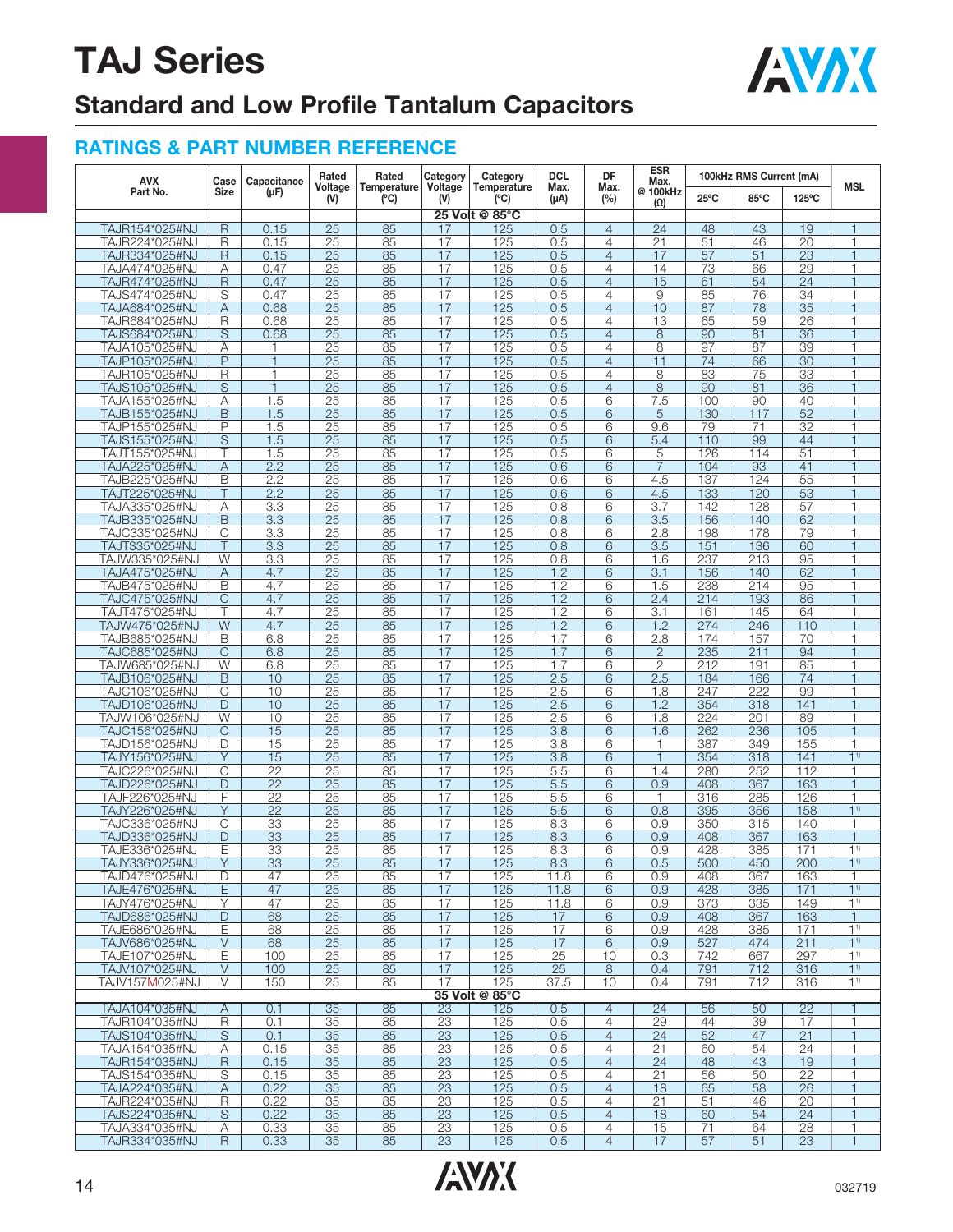# TAJ Series

## Standard and Low Profile Tantalum Capacitors

### RATINGS & PART NUMBER REFERENCE

| AVX Part No. | Case Size | Capacitance (μF) | Rated Voltage (V) | Rated Temperature (ºC) | Category Voltage (V) | Category Temperature (ºC) | DCL Max. (μA) | DF Max. (%) | ESR Max. @ 100kHz (Ω) | 100kHz RMS Current (mA) | | | MSL |
|---|---|---|---|---|---|---|---|---|---|---|---|---|---|
| | | | | | | | | | | 25ºC | 85ºC | 125ºC | |
| **25 Volt @ 85ºC** | | | | | | | | | | | | | |
| TAJR154*025#NJ | R | 0.15 | 25 | 85 | 17 | 125 | 0.5 | 4 | 24 | 48 | 43 | 19 | 1 |
| TAJR224*025#NJ | R | 0.15 | 25 | 85 | 17 | 125 | 0.5 | 4 | 21 | 51 | 46 | 20 | 1 |
| TAJR334*025#NJ | R | 0.15 | 25 | 85 | 17 | 125 | 0.5 | 4 | 17 | 57 | 51 | 23 | 1 |
| TAJA474*025#NJ | A | 0.47 | 25 | 85 | 17 | 125 | 0.5 | 4 | 14 | 73 | 66 | 29 | 1 |
| TAJR474*025#NJ | R | 0.47 | 25 | 85 | 17 | 125 | 0.5 | 4 | 15 | 61 | 54 | 24 | 1 |
| TAJS474*025#NJ | S | 0.47 | 25 | 85 | 17 | 125 | 0.5 | 4 | 9 | 85 | 76 | 34 | 1 |
| TAJA684*025#NJ | A | 0.68 | 25 | 85 | 17 | 125 | 0.5 | 4 | 10 | 87 | 78 | 35 | 1 |
| TAJR684*025#NJ | R | 0.68 | 25 | 85 | 17 | 125 | 0.5 | 4 | 13 | 65 | 59 | 26 | 1 |
| TAJS684*025#NJ | S | 0.68 | 25 | 85 | 17 | 125 | 0.5 | 4 | 8 | 90 | 81 | 36 | 1 |
| TAJA105*025#NJ | A | 1 | 25 | 85 | 17 | 125 | 0.5 | 4 | 8 | 97 | 87 | 39 | 1 |
| TAJP105*025#NJ | P | 1 | 25 | 85 | 17 | 125 | 0.5 | 4 | 11 | 74 | 66 | 30 | 1 |
| TAJR105*025#NJ | R | 1 | 25 | 85 | 17 | 125 | 0.5 | 4 | 8 | 83 | 75 | 33 | 1 |
| TAJS105*025#NJ | S | 1 | 25 | 85 | 17 | 125 | 0.5 | 4 | 8 | 90 | 81 | 36 | 1 |
| TAJA155*025#NJ | A | 1.5 | 25 | 85 | 17 | 125 | 0.5 | 6 | 7.5 | 100 | 90 | 40 | 1 |
| TAJB155*025#NJ | B | 1.5 | 25 | 85 | 17 | 125 | 0.5 | 6 | 5 | 130 | 117 | 52 | 1 |
| TAJP155*025#NJ | P | 1.5 | 25 | 85 | 17 | 125 | 0.5 | 6 | 9.6 | 79 | 71 | 32 | 1 |
| TAJS155*025#NJ | S | 1.5 | 25 | 85 | 17 | 125 | 0.5 | 6 | 5.4 | 110 | 99 | 44 | 1 |
| TAJT155*025#NJ | T | 1.5 | 25 | 85 | 17 | 125 | 0.5 | 6 | 5 | 126 | 114 | 51 | 1 |
| TAJA225*025#NJ | A | 2.2 | 25 | 85 | 17 | 125 | 0.6 | 6 | 7 | 104 | 93 | 41 | 1 |
| TAJB225*025#NJ | B | 2.2 | 25 | 85 | 17 | 125 | 0.6 | 6 | 4.5 | 137 | 124 | 55 | 1 |
| TAJT225*025#NJ | T | 2.2 | 25 | 85 | 17 | 125 | 0.6 | 6 | 4.5 | 133 | 120 | 53 | 1 |
| TAJA335*025#NJ | A | 3.3 | 25 | 85 | 17 | 125 | 0.8 | 6 | 3.7 | 142 | 128 | 57 | 1 |
| TAJB335*025#NJ | B | 3.3 | 25 | 85 | 17 | 125 | 0.8 | 6 | 3.5 | 156 | 140 | 62 | 1 |
| TAJC335*025#NJ | C | 3.3 | 25 | 85 | 17 | 125 | 0.8 | 6 | 2.8 | 198 | 178 | 79 | 1 |
| TAJT335*025#NJ | T | 3.3 | 25 | 85 | 17 | 125 | 0.8 | 6 | 3.5 | 151 | 136 | 60 | 1 |
| TAJW335*025#NJ | W | 3.3 | 25 | 85 | 17 | 125 | 0.8 | 6 | 1.6 | 237 | 213 | 95 | 1 |
| TAJA475*025#NJ | A | 4.7 | 25 | 85 | 17 | 125 | 1.2 | 6 | 3.1 | 156 | 140 | 62 | 1 |
| TAJB475*025#NJ | B | 4.7 | 25 | 85 | 17 | 125 | 1.2 | 6 | 1.5 | 238 | 214 | 95 | 1 |
| TAJC475*025#NJ | C | 4.7 | 25 | 85 | 17 | 125 | 1.2 | 6 | 2.4 | 214 | 193 | 86 | 1 |
| TAJT475*025#NJ | T | 4.7 | 25 | 85 | 17 | 125 | 1.2 | 6 | 3.1 | 161 | 145 | 64 | 1 |
| TAJW475*025#NJ | W | 4.7 | 25 | 85 | 17 | 125 | 1.2 | 6 | 1.2 | 274 | 246 | 110 | 1 |
| TAJB685*025#NJ | B | 6.8 | 25 | 85 | 17 | 125 | 1.7 | 6 | 2.8 | 174 | 157 | 70 | 1 |
| TAJC685*025#NJ | C | 6.8 | 25 | 85 | 17 | 125 | 1.7 | 6 | 2 | 235 | 211 | 94 | 1 |
| TAJW685*025#NJ | W | 6.8 | 25 | 85 | 17 | 125 | 1.7 | 6 | 2 | 212 | 191 | 85 | 1 |
| TAJB106*025#NJ | B | 10 | 25 | 85 | 17 | 125 | 2.5 | 6 | 2.5 | 184 | 166 | 74 | 1 |
| TAJC106*025#NJ | C | 10 | 25 | 85 | 17 | 125 | 2.5 | 6 | 1.8 | 247 | 222 | 99 | 1 |
| TAJD106*025#NJ | D | 10 | 25 | 85 | 17 | 125 | 2.5 | 6 | 1.2 | 354 | 318 | 141 | 1 |
| TAJW106*025#NJ | W | 10 | 25 | 85 | 17 | 125 | 2.5 | 6 | 1.8 | 224 | 201 | 89 | 1 |
| TAJC156*025#NJ | C | 15 | 25 | 85 | 17 | 125 | 3.8 | 6 | 1.6 | 262 | 236 | 105 | 1 |
| TAJD156*025#NJ | D | 15 | 25 | 85 | 17 | 125 | 3.8 | 6 | 1 | 387 | 349 | 155 | 1 |
| TAJY156*025#NJ | Y | 15 | 25 | 85 | 17 | 125 | 3.8 | 6 | 1 | 354 | 318 | 141 | 1[1)] |
| TAJC226*025#NJ | C | 22 | 25 | 85 | 17 | 125 | 5.5 | 6 | 1.4 | 280 | 252 | 112 | 1 |
| TAJD226*025#NJ | D | 22 | 25 | 85 | 17 | 125 | 5.5 | 6 | 0.9 | 408 | 367 | 163 | 1 |
| TAJF226*025#NJ | F | 22 | 25 | 85 | 17 | 125 | 5.5 | 6 | 1 | 316 | 285 | 126 | 1 |
| TAJY226*025#NJ | Y | 22 | 25 | 85 | 17 | 125 | 5.5 | 6 | 0.8 | 395 | 356 | 158 | 1[1)] |
| TAJC336*025#NJ | C | 33 | 25 | 85 | 17 | 125 | 8.3 | 6 | 0.9 | 350 | 315 | 140 | 1 |
| TAJD336*025#NJ | D | 33 | 25 | 85 | 17 | 125 | 8.3 | 6 | 0.9 | 408 | 367 | 163 | 1 |
| TAJE336*025#NJ | E | 33 | 25 | 85 | 17 | 125 | 8.3 | 6 | 0.9 | 428 | 385 | 171 | 1[1)] |
| TAJY336*025#NJ | Y | 33 | 25 | 85 | 17 | 125 | 8.3 | 6 | 0.5 | 500 | 450 | 200 | 1[1)] |
| TAJD476*025#NJ | D | 47 | 25 | 85 | 17 | 125 | 11.8 | 6 | 0.9 | 408 | 367 | 163 | 1 |
| TAJE476*025#NJ | E | 47 | 25 | 85 | 17 | 125 | 11.8 | 6 | 0.9 | 428 | 385 | 171 | 1[1)] |
| TAJY476*025#NJ | Y | 47 | 25 | 85 | 17 | 125 | 11.8 | 6 | 0.9 | 373 | 335 | 149 | 1[1)] |
| TAJD686*025#NJ | D | 68 | 25 | 85 | 17 | 125 | 17 | 6 | 0.9 | 408 | 367 | 163 | 1 |
| TAJE686*025#NJ | E | 68 | 25 | 85 | 17 | 125 | 17 | 6 | 0.9 | 428 | 385 | 171 | 1[1)] |
| TAJV686*025#NJ | V | 68 | 25 | 85 | 17 | 125 | 17 | 6 | 0.9 | 527 | 474 | 211 | 1[1)] |
| TAJE107*025#NJ | E | 100 | 25 | 85 | 17 | 125 | 25 | 10 | 0.3 | 742 | 667 | 297 | 1[1)] |
| TAJV107*025#NJ | V | 100 | 25 | 85 | 17 | 125 | 25 | 8 | 0.4 | 791 | 712 | 316 | 1[1)] |
| TAJV157M025#NJ | V | 150 | 25 | 85 | 17 | 125 | 37.5 | 10 | 0.4 | 791 | 712 | 316 | 1[1)] |
| **35 Volt @ 85ºC** | | | | | | | | | | | | | |
| TAJA104*035#NJ | A | 0.1 | 35 | 85 | 23 | 125 | 0.5 | 4 | 24 | 56 | 50 | 22 | 1 |
| TAJR104*035#NJ | R | 0.1 | 35 | 85 | 23 | 125 | 0.5 | 4 | 29 | 44 | 39 | 17 | 1 |
| TAJS104*035#NJ | S | 0.1 | 35 | 85 | 23 | 125 | 0.5 | 4 | 24 | 52 | 47 | 21 | 1 |
| TAJA154*035#NJ | A | 0.15 | 35 | 85 | 23 | 125 | 0.5 | 4 | 21 | 60 | 54 | 24 | 1 |
| TAJR154*035#NJ | R | 0.15 | 35 | 85 | 23 | 125 | 0.5 | 4 | 24 | 48 | 43 | 19 | 1 |
| TAJS154*035#NJ | S | 0.15 | 35 | 85 | 23 | 125 | 0.5 | 4 | 21 | 56 | 50 | 22 | 1 |
| TAJA224*035#NJ | A | 0.22 | 35 | 85 | 23 | 125 | 0.5 | 4 | 18 | 65 | 58 | 26 | 1 |
| TAJR224*035#NJ | R | 0.22 | 35 | 85 | 23 | 125 | 0.5 | 4 | 21 | 51 | 46 | 20 | 1 |
| TAJS224*035#NJ | S | 0.22 | 35 | 85 | 23 | 125 | 0.5 | 4 | 18 | 60 | 54 | 24 | 1 |
| TAJA334*035#NJ | A | 0.33 | 35 | 85 | 23 | 125 | 0.5 | 4 | 15 | 71 | 64 | 28 | 1 |
| TAJR334*035#NJ | R | 0.33 | 35 | 85 | 23 | 125 | 0.5 | 4 | 17 | 57 | 51 | 23 | 1 |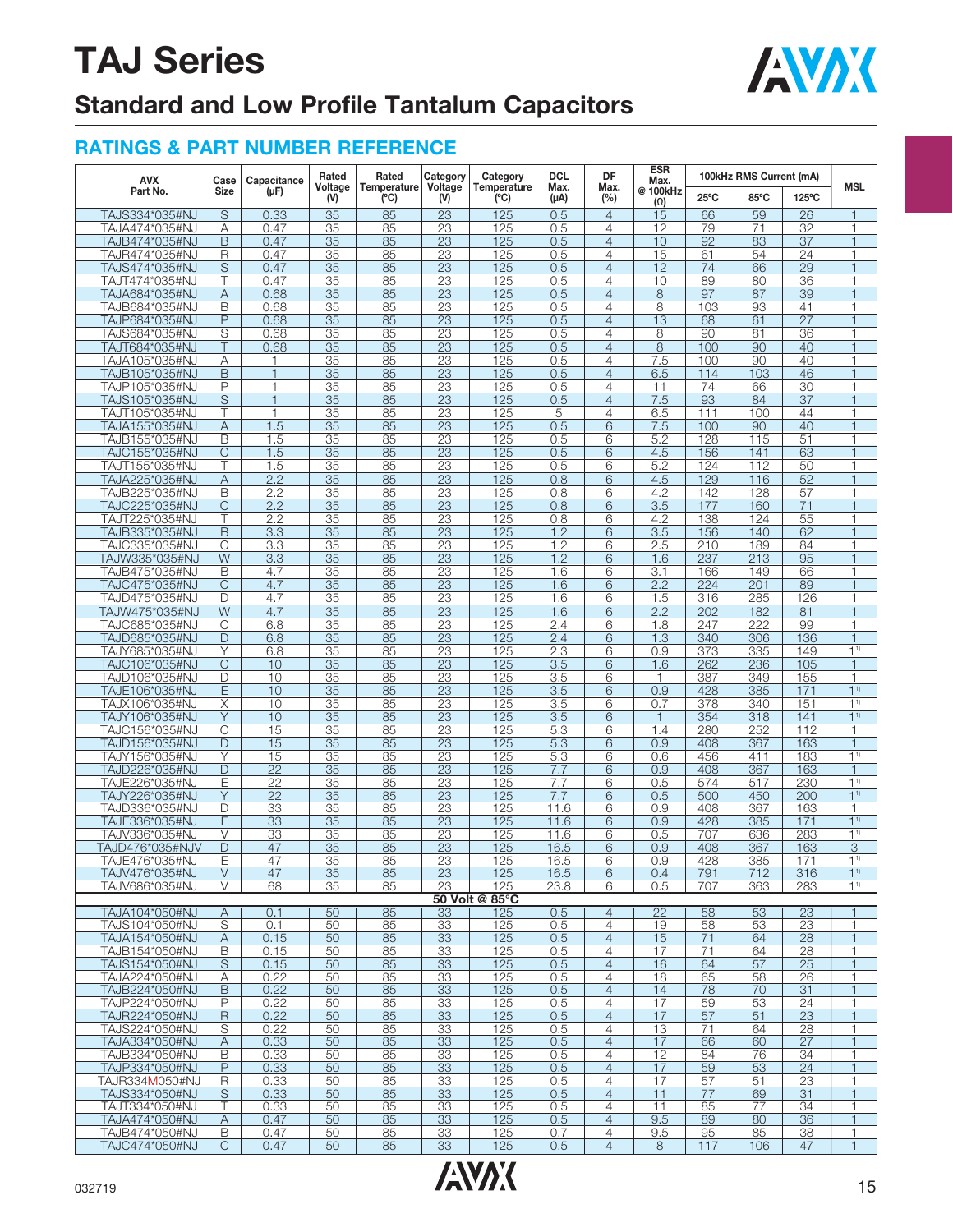# TAJ Series

## Standard and Low Profile Tantalum Capacitors

### RATINGS & PART NUMBER REFERENCE

| AVX Part No. | Case Size | Capacitance (μF) | Rated Voltage (V) | Rated Temperature (°C) | Category Voltage (V) | Category Temperature (°C) | DCL Max. (μA) | DF Max. (%) | ESR Max. @ 100kHz (Ω) | 100kHz RMS Current (mA) | | | MSL |
|---|---|---|---|---|---|---|---|---|---|---|---|---|---|
| | | | | | | | | | | 25°C | 85°C | 125°C | |
| TAJS334*035#NJ | S | 0.33 | 35 | 85 | 23 | 125 | 0.5 | 4 | 15 | 66 | 59 | 26 | 1 |
| TAJA474*035#NJ | A | 0.47 | 35 | 85 | 23 | 125 | 0.5 | 4 | 12 | 79 | 71 | 32 | 1 |
| TAJB474*035#NJ | B | 0.47 | 35 | 85 | 23 | 125 | 0.5 | 4 | 10 | 92 | 83 | 37 | 1 |
| TAJR474*035#NJ | R | 0.47 | 35 | 85 | 23 | 125 | 0.5 | 4 | 15 | 61 | 54 | 24 | 1 |
| TAJS474*035#NJ | S | 0.47 | 35 | 85 | 23 | 125 | 0.5 | 4 | 12 | 74 | 66 | 29 | 1 |
| TAJT474*035#NJ | T | 0.47 | 35 | 85 | 23 | 125 | 0.5 | 4 | 10 | 89 | 80 | 36 | 1 |
| TAJA684*035#NJ | A | 0.68 | 35 | 85 | 23 | 125 | 0.5 | 4 | 8 | 97 | 87 | 39 | 1 |
| TAJB684*035#NJ | B | 0.68 | 35 | 85 | 23 | 125 | 0.5 | 4 | 8 | 103 | 93 | 41 | 1 |
| TAJP684*035#NJ | P | 0.68 | 35 | 85 | 23 | 125 | 0.5 | 4 | 13 | 68 | 61 | 27 | 1 |
| TAJS684*035#NJ | S | 0.68 | 35 | 85 | 23 | 125 | 0.5 | 4 | 8 | 90 | 81 | 36 | 1 |
| TAJT684*035#NJ | T | 0.68 | 35 | 85 | 23 | 125 | 0.5 | 4 | 8 | 100 | 90 | 40 | 1 |
| TAJA105*035#NJ | A | 1 | 35 | 85 | 23 | 125 | 0.5 | 4 | 7.5 | 100 | 90 | 40 | 1 |
| TAJB105*035#NJ | B | 1 | 35 | 85 | 23 | 125 | 0.5 | 4 | 6.5 | 114 | 103 | 46 | 1 |
| TAJP105*035#NJ | P | 1 | 35 | 85 | 23 | 125 | 0.5 | 4 | 11 | 74 | 66 | 30 | 1 |
| TAJS105*035#NJ | S | 1 | 35 | 85 | 23 | 125 | 0.5 | 4 | 7.5 | 93 | 84 | 37 | 1 |
| TAJT105*035#NJ | T | 1 | 35 | 85 | 23 | 125 | 5 | 4 | 6.5 | 111 | 100 | 44 | 1 |
| TAJA155*035#NJ | A | 1.5 | 35 | 85 | 23 | 125 | 0.5 | 6 | 7.5 | 100 | 90 | 40 | 1 |
| TAJB155*035#NJ | B | 1.5 | 35 | 85 | 23 | 125 | 0.5 | 6 | 5.2 | 128 | 115 | 51 | 1 |
| TAJC155*035#NJ | C | 1.5 | 35 | 85 | 23 | 125 | 0.5 | 6 | 4.5 | 156 | 141 | 63 | 1 |
| TAJT155*035#NJ | T | 1.5 | 35 | 85 | 23 | 125 | 0.5 | 6 | 5.2 | 124 | 112 | 50 | 1 |
| TAJA225*035#NJ | A | 2.2 | 35 | 85 | 23 | 125 | 0.8 | 6 | 4.5 | 129 | 116 | 52 | 1 |
| TAJB225*035#NJ | B | 2.2 | 35 | 85 | 23 | 125 | 0.8 | 6 | 4.2 | 142 | 128 | 57 | 1 |
| TAJC225*035#NJ | C | 2.2 | 35 | 85 | 23 | 125 | 0.8 | 6 | 3.5 | 177 | 160 | 71 | 1 |
| TAJT225*035#NJ | T | 2.2 | 35 | 85 | 23 | 125 | 0.8 | 6 | 4.2 | 138 | 124 | 55 | 1 |
| TAJB335*035#NJ | B | 3.3 | 35 | 85 | 23 | 125 | 1.2 | 6 | 3.5 | 156 | 140 | 62 | 1 |
| TAJC335*035#NJ | C | 3.3 | 35 | 85 | 23 | 125 | 1.2 | 6 | 2.5 | 210 | 189 | 84 | 1 |
| TAJW335*035#NJ | W | 3.3 | 35 | 85 | 23 | 125 | 1.2 | 6 | 1.6 | 237 | 213 | 95 | 1 |
| TAJB475*035#NJ | B | 4.7 | 35 | 85 | 23 | 125 | 1.6 | 6 | 3.1 | 166 | 149 | 66 | 1 |
| TAJC475*035#NJ | C | 4.7 | 35 | 85 | 23 | 125 | 1.6 | 6 | 2.2 | 224 | 201 | 89 | 1 |
| TAJD475*035#NJ | D | 4.7 | 35 | 85 | 23 | 125 | 1.6 | 6 | 1.5 | 316 | 285 | 126 | 1 |
| TAJW475*035#NJ | W | 4.7 | 35 | 85 | 23 | 125 | 1.6 | 6 | 2.2 | 202 | 182 | 81 | 1 |
| TAJC685*035#NJ | C | 6.8 | 35 | 85 | 23 | 125 | 2.4 | 6 | 1.8 | 247 | 222 | 99 | 1 |
| TAJD685*035#NJ | D | 6.8 | 35 | 85 | 23 | 125 | 2.4 | 6 | 1.3 | 340 | 306 | 136 | 1 |
| TAJY685*035#NJ | Y | 6.8 | 35 | 85 | 23 | 125 | 2.3 | 6 | 0.9 | 373 | 335 | 149 | 1[1] |
| TAJC106*035#NJ | C | 10 | 35 | 85 | 23 | 125 | 3.5 | 6 | 1.6 | 262 | 236 | 105 | 1 |
| TAJD106*035#NJ | D | 10 | 35 | 85 | 23 | 125 | 3.5 | 6 | 1 | 387 | 349 | 155 | 1 |
| TAJE106*035#NJ | E | 10 | 35 | 85 | 23 | 125 | 3.5 | 6 | 0.9 | 428 | 385 | 171 | 1[1] |
| TAJX106*035#NJ | X | 10 | 35 | 85 | 23 | 125 | 3.5 | 6 | 0.7 | 378 | 340 | 151 | 1[1] |
| TAJY106*035#NJ | Y | 10 | 35 | 85 | 23 | 125 | 3.5 | 6 | 1 | 354 | 318 | 141 | 1[1] |
| TAJC156*035#NJ | C | 15 | 35 | 85 | 23 | 125 | 5.3 | 6 | 1.4 | 280 | 252 | 112 | 1 |
| TAJD156*035#NJ | D | 15 | 35 | 85 | 23 | 125 | 5.3 | 6 | 0.9 | 408 | 367 | 163 | 1 |
| TAJY156*035#NJ | Y | 15 | 35 | 85 | 23 | 125 | 5.3 | 6 | 0.6 | 456 | 411 | 183 | 1[1] |
| TAJD226*035#NJ | D | 22 | 35 | 85 | 23 | 125 | 7.7 | 6 | 0.9 | 408 | 367 | 163 | 1 |
| TAJE226*035#NJ | E | 22 | 35 | 85 | 23 | 125 | 7.7 | 6 | 0.5 | 574 | 517 | 230 | 1[1] |
| TAJY226*035#NJ | Y | 22 | 35 | 85 | 23 | 125 | 7.7 | 6 | 0.5 | 500 | 450 | 200 | 1[1] |
| TAJD336*035#NJ | D | 33 | 35 | 85 | 23 | 125 | 11.6 | 6 | 0.9 | 408 | 367 | 163 | 1 |
| TAJE336*035#NJ | E | 33 | 35 | 85 | 23 | 125 | 11.6 | 6 | 0.9 | 428 | 385 | 171 | 1[1] |
| TAJV336*035#NJ | V | 33 | 35 | 85 | 23 | 125 | 11.6 | 6 | 0.5 | 707 | 636 | 283 | 1[1] |
| TAJD476*035#NJV | D | 47 | 35 | 85 | 23 | 125 | 16.5 | 6 | 0.9 | 408 | 367 | 163 | 3 |
| TAJE476*035#NJ | E | 47 | 35 | 85 | 23 | 125 | 16.5 | 6 | 0.9 | 428 | 385 | 171 | 1[1] |
| TAJV476*035#NJ | V | 47 | 35 | 85 | 23 | 125 | 16.5 | 6 | 0.4 | 791 | 712 | 316 | 1[1] |
| TAJV686*035#NJ | V | 68 | 35 | 85 | 23 | 125 | 23.8 | 6 | 0.5 | 707 | 363 | 283 | 1[1] |
| **50 Volt @ 85°C** | | | | | | | | | | | | | |
| TAJA104*050#NJ | A | 0.1 | 50 | 85 | 33 | 125 | 0.5 | 4 | 22 | 58 | 53 | 23 | 1 |
| TAJS104*050#NJ | S | 0.1 | 50 | 85 | 33 | 125 | 0.5 | 4 | 19 | 58 | 53 | 23 | 1 |
| TAJA154*050#NJ | A | 0.15 | 50 | 85 | 33 | 125 | 0.5 | 4 | 15 | 71 | 64 | 28 | 1 |
| TAJB154*050#NJ | B | 0.15 | 50 | 85 | 33 | 125 | 0.5 | 4 | 17 | 71 | 64 | 28 | 1 |
| TAJS154*050#NJ | S | 0.15 | 50 | 85 | 33 | 125 | 0.5 | 4 | 16 | 64 | 57 | 25 | 1 |
| TAJA224*050#NJ | A | 0.22 | 50 | 85 | 33 | 125 | 0.5 | 4 | 18 | 65 | 58 | 26 | 1 |
| TAJB224*050#NJ | B | 0.22 | 50 | 85 | 33 | 125 | 0.5 | 4 | 14 | 78 | 70 | 31 | 1 |
| TAJP224*050#NJ | P | 0.22 | 50 | 85 | 33 | 125 | 0.5 | 4 | 17 | 59 | 53 | 24 | 1 |
| TAJR224*050#NJ | R | 0.22 | 50 | 85 | 33 | 125 | 0.5 | 4 | 17 | 57 | 51 | 23 | 1 |
| TAJS224*050#NJ | S | 0.22 | 50 | 85 | 33 | 125 | 0.5 | 4 | 13 | 71 | 64 | 28 | 1 |
| TAJA334*050#NJ | A | 0.33 | 50 | 85 | 33 | 125 | 0.5 | 4 | 17 | 66 | 60 | 27 | 1 |
| TAJB334*050#NJ | B | 0.33 | 50 | 85 | 33 | 125 | 0.5 | 4 | 12 | 84 | 76 | 34 | 1 |
| TAJP334*050#NJ | P | 0.33 | 50 | 85 | 33 | 125 | 0.5 | 4 | 17 | 59 | 53 | 24 | 1 |
| TAJR334M050#NJ | R | 0.33 | 50 | 85 | 33 | 125 | 0.5 | 4 | 17 | 57 | 51 | 23 | 1 |
| TAJS334*050#NJ | S | 0.33 | 50 | 85 | 33 | 125 | 0.5 | 4 | 11 | 77 | 69 | 31 | 1 |
| TAJT334*050#NJ | T | 0.33 | 50 | 85 | 33 | 125 | 0.5 | 4 | 11 | 85 | 77 | 34 | 1 |
| TAJA474*050#NJ | A | 0.47 | 50 | 85 | 33 | 125 | 0.5 | 4 | 9.5 | 89 | 80 | 36 | 1 |
| TAJB474*050#NJ | B | 0.47 | 50 | 85 | 33 | 125 | 0.7 | 4 | 9.5 | 95 | 85 | 38 | 1 |
| TAJC474*050#NJ | C | 0.47 | 50 | 85 | 33 | 125 | 0.5 | 4 | 8 | 117 | 106 | 47 | 1 |

032719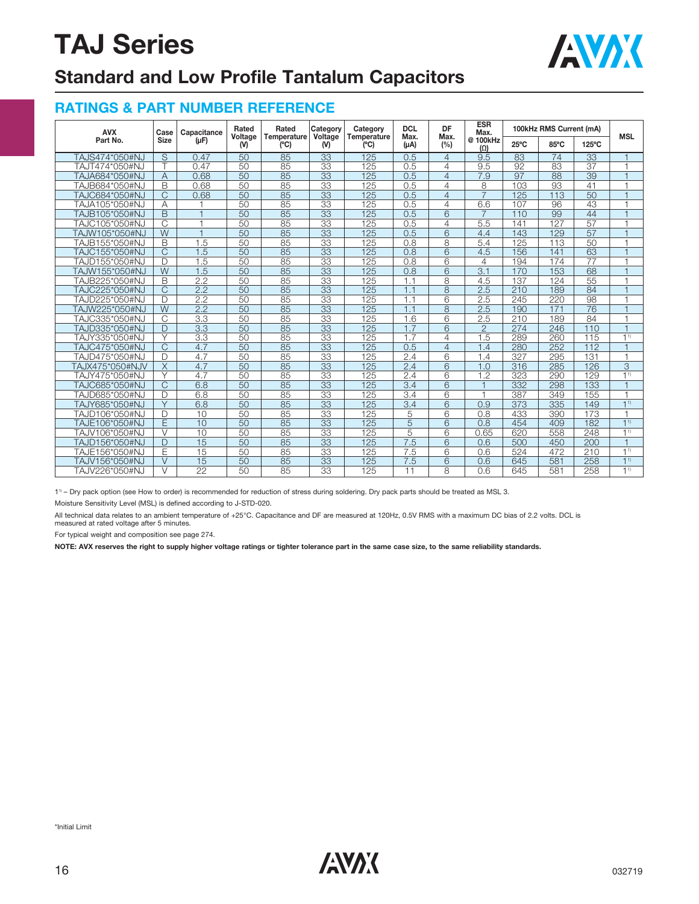# TAJ Series

## Standard and Low Profile Tantalum Capacitors

### RATINGS & PART NUMBER REFERENCE

| AVX Part No. | Case Size | Capacitance (µF) | Rated Voltage (V) | Rated Temperature (ºC) | Category Voltage (V) | Category Temperature (ºC) | DCL Max. (µA) | DF Max. (%) | ESR Max. @ 100kHz (Ω) | 100kHz RMS Current (mA) | | | MSL |
|---|---|---|---|---|---|---|---|---|---|---|---|---|---|
| | | | | | | | | | | 25ºC | 85ºC | 125ºC | |
| TAJS474*050#NJ | S | 0.47 | 50 | 85 | 33 | 125 | 0.5 | 4 | 9.5 | 83 | 74 | 33 | 1 |
| TAJT474*050#NJ | T | 0.47 | 50 | 85 | 33 | 125 | 0.5 | 4 | 9.5 | 92 | 83 | 37 | 1 |
| TAJA684*050#NJ | A | 0.68 | 50 | 85 | 33 | 125 | 0.5 | 4 | 7.9 | 97 | 88 | 39 | 1 |
| TAJB684*050#NJ | B | 0.68 | 50 | 85 | 33 | 125 | 0.5 | 4 | 8 | 103 | 93 | 41 | 1 |
| TAJC684*050#NJ | C | 0.68 | 50 | 85 | 33 | 125 | 0.5 | 4 | 7 | 125 | 113 | 50 | 1 |
| TAJA105*050#NJ | A | 1 | 50 | 85 | 33 | 125 | 0.5 | 4 | 6.6 | 107 | 96 | 43 | 1 |
| TAJB105*050#NJ | B | 1 | 50 | 85 | 33 | 125 | 0.5 | 6 | 7 | 110 | 99 | 44 | 1 |
| TAJC105*050#NJ | C | 1 | 50 | 85 | 33 | 125 | 0.5 | 4 | 5.5 | 141 | 127 | 57 | 1 |
| TAJW105*050#NJ | W | 1 | 50 | 85 | 33 | 125 | 0.5 | 6 | 4.4 | 143 | 129 | 57 | 1 |
| TAJB155*050#NJ | B | 1.5 | 50 | 85 | 33 | 125 | 0.8 | 8 | 5.4 | 125 | 113 | 50 | 1 |
| TAJC155*050#NJ | C | 1.5 | 50 | 85 | 33 | 125 | 0.8 | 6 | 4.5 | 156 | 141 | 63 | 1 |
| TAJD155*050#NJ | D | 1.5 | 50 | 85 | 33 | 125 | 0.8 | 6 | 4 | 194 | 174 | 77 | 1 |
| TAJW155*050#NJ | W | 1.5 | 50 | 85 | 33 | 125 | 0.8 | 6 | 3.1 | 170 | 153 | 68 | 1 |
| TAJB225*050#NJ | B | 2.2 | 50 | 85 | 33 | 125 | 1.1 | 8 | 4.5 | 137 | 124 | 55 | 1 |
| TAJC225*050#NJ | C | 2.2 | 50 | 85 | 33 | 125 | 1.1 | 8 | 2.5 | 210 | 189 | 84 | 1 |
| TAJD225*050#NJ | D | 2.2 | 50 | 85 | 33 | 125 | 1.1 | 6 | 2.5 | 245 | 220 | 98 | 1 |
| TAJW225*050#NJ | W | 2.2 | 50 | 85 | 33 | 125 | 1.1 | 8 | 2.5 | 190 | 171 | 76 | 1 |
| TAJC335*050#NJ | C | 3.3 | 50 | 85 | 33 | 125 | 1.6 | 6 | 2.5 | 210 | 189 | 84 | 1 |
| TAJD335*050#NJ | D | 3.3 | 50 | 85 | 33 | 125 | 1.7 | 6 | 2 | 274 | 246 | 110 | 1 |
| TAJY335*050#NJ | Y | 3.3 | 50 | 85 | 33 | 125 | 1.7 | 4 | 1.5 | 289 | 260 | 115 | 1[1)] |
| TAJC475*050#NJ | C | 4.7 | 50 | 85 | 33 | 125 | 0.5 | 4 | 1.4 | 280 | 252 | 112 | 1 |
| TAJD475*050#NJ | D | 4.7 | 50 | 85 | 33 | 125 | 2.4 | 6 | 1.4 | 327 | 295 | 131 | 1 |
| TAJX475*050#NJV | X | 4.7 | 50 | 85 | 33 | 125 | 2.4 | 6 | 1.0 | 316 | 285 | 126 | 3 |
| TAJY475*050#NJ | Y | 4.7 | 50 | 85 | 33 | 125 | 2.4 | 6 | 1.2 | 323 | 290 | 129 | 1[1)] |
| TAJC685*050#NJ | C | 6.8 | 50 | 85 | 33 | 125 | 3.4 | 6 | 1 | 332 | 298 | 133 | 1 |
| TAJD685*050#NJ | D | 6.8 | 50 | 85 | 33 | 125 | 3.4 | 6 | 1 | 387 | 349 | 155 | 1 |
| TAJY685*050#NJ | Y | 6.8 | 50 | 85 | 33 | 125 | 3.4 | 6 | 0.9 | 373 | 335 | 149 | 1[1)] |
| TAJD106*050#NJ | D | 10 | 50 | 85 | 33 | 125 | 5 | 6 | 0.8 | 433 | 390 | 173 | 1 |
| TAJE106*050#NJ | E | 10 | 50 | 85 | 33 | 125 | 5 | 6 | 0.8 | 454 | 409 | 182 | 1[1)] |
| TAJV106*050#NJ | V | 10 | 50 | 85 | 33 | 125 | 5 | 6 | 0.65 | 620 | 558 | 248 | 1[1)] |
| TAJD156*050#NJ | D | 15 | 50 | 85 | 33 | 125 | 7.5 | 6 | 0.6 | 500 | 450 | 200 | 1 |
| TAJE156*050#NJ | E | 15 | 50 | 85 | 33 | 125 | 7.5 | 6 | 0.6 | 524 | 472 | 210 | 1[1)] |
| TAJV156*050#NJ | V | 15 | 50 | 85 | 33 | 125 | 7.5 | 6 | 0.6 | 645 | 581 | 258 | 1[1)] |
| TAJV226*050#NJ | V | 22 | 50 | 85 | 33 | 125 | 11 | 8 | 0.6 | 645 | 581 | 258 | 1[1)] |

1[1)] – Dry pack option (see How to order) is recommended for reduction of stress during soldering. Dry pack parts should be treated as MSL 3.

Moisture Sensitivity Level (MSL) is defined according to J-STD-020.

All technical data relates to an ambient temperature of +25°C. Capacitance and DF are measured at 120Hz, 0.5V RMS with a maximum DC bias of 2.2 volts. DCL is measured at rated voltage after 5 minutes.

For typical weight and composition see page 274.

**NOTE: AVX reserves the right to supply higher voltage ratings or tighter tolerance part in the same case size, to the same reliability standards.**

*Initial Limit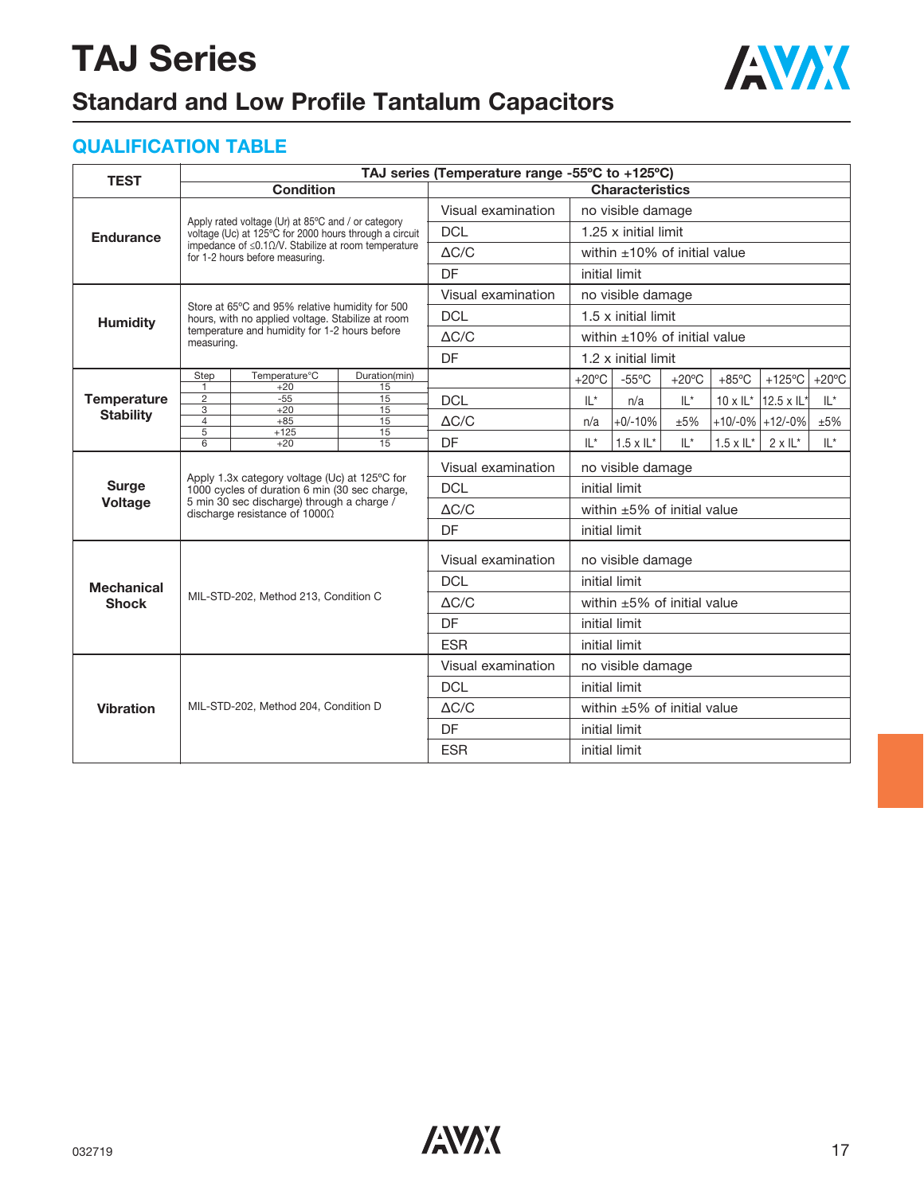# TAJ Series

## Standard and Low Profile Tantalum Capacitors

### QUALIFICATION TABLE

| TEST | TAJ series (Temperature range -55ºC to +125ºC) | | | | | | | |
|---|---|---|---|---|---|---|---|---|
| | Condition | Characteristics | | | | | | |
| Endurance | Apply rated voltage (Ur) at 85°C and / or category voltage (Uc) at 125°C for 2000 hours through a circuit impedance of ≤0.1Ω/V. Stabilize at room temperature for 1-2 hours before measuring. | Visual examination | no visible damage | | | | | |
| | | DCL | 1.25 x initial limit | | | | | |
| | | ΔC/C | within ±10% of initial value | | | | | |
| | | DF | initial limit | | | | | |
| Humidity | Store at 65°C and 95% relative humidity for 500 hours, with no applied voltage. Stabilize at room temperature and humidity for 1-2 hours before measuring. | Visual examination | no visible damage | | | | | |
| | | DCL | 1.5 x initial limit | | | | | |
| | | ΔC/C | within ±10% of initial value | | | | | |
| | | DF | 1.2 x initial limit | | | | | |
| Temperature Stability | Step / Temperature°C / Duration(min): 1 / +20 / 15; 2 / -55 / 15; 3 / +20 / 15; 4 / +85 / 15; 5 / +125 / 15; 6 / +20 / 15 | | +20ºC | -55ºC | +20ºC | +85ºC | +125ºC | +20ºC |
| | | DCL | IL* | n/a | IL* | 10 x IL* | 12.5 x IL* | IL* |
| | | ΔC/C | n/a | +0/-10% | ±5% | +10/-0% | +12/-0% | ±5% |
| | | DF | IL* | 1.5 x IL* | IL* | 1.5 x IL* | 2 x IL* | IL* |
| Surge Voltage | Apply 1.3x category voltage (Uc) at 125°C for 1000 cycles of duration 6 min (30 sec charge, 5 min 30 sec discharge) through a charge / discharge resistance of 1000Ω | Visual examination | no visible damage | | | | | |
| | | DCL | initial limit | | | | | |
| | | ΔC/C | within ±5% of initial value | | | | | |
| | | DF | initial limit | | | | | |
| Mechanical Shock | MIL-STD-202, Method 213, Condition C | Visual examination | no visible damage | | | | | |
| | | DCL | initial limit | | | | | |
| | | ΔC/C | within ±5% of initial value | | | | | |
| | | DF | initial limit | | | | | |
| | | ESR | initial limit | | | | | |
| Vibration | MIL-STD-202, Method 204, Condition D | Visual examination | no visible damage | | | | | |
| | | DCL | initial limit | | | | | |
| | | ΔC/C | within ±5% of initial value | | | | | |
| | | DF | initial limit | | | | | |
| | | ESR | initial limit | | | | | |

032719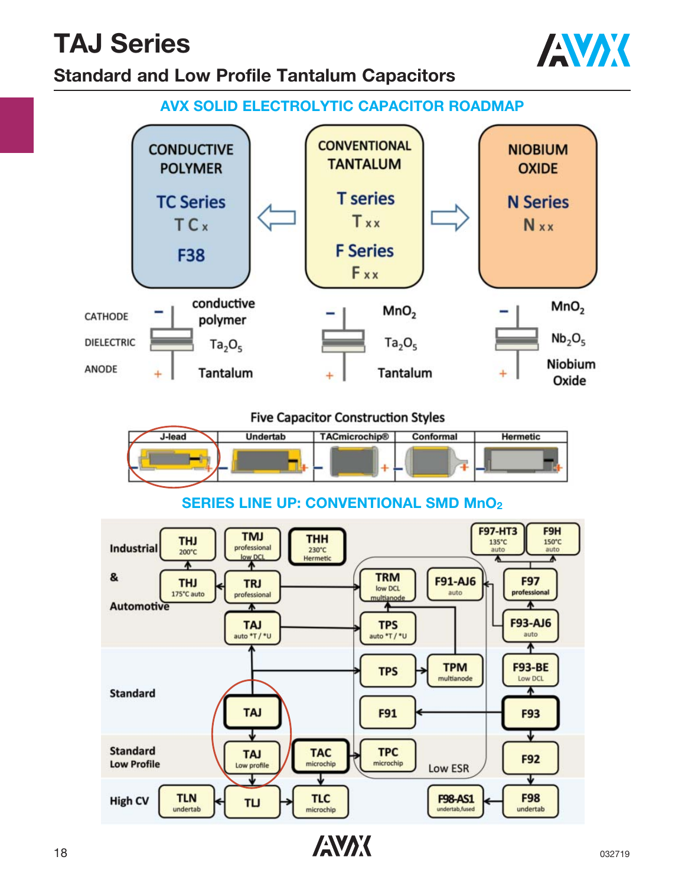# TAJ Series

## Standard and Low Profile Tantalum Capacitors

### AVX SOLID ELECTROLYTIC CAPACITOR ROADMAP

CONDUCTIVE POLYMER

TC Series

T C x

F38

CONVENTIONAL TANTALUM

T series

T x x

F Series

F x x

NIOBIUM OXIDE

N Series

N x x

CATHODE

DIELECTRIC

ANODE

conductive polymer

$Ta_2O_5$

Tantalum

$MnO_2$

$Ta_2O_5$

Tantalum

$MnO_2$

$Nb_2O_5$

Niobium Oxide

Five Capacitor Construction Styles

J-lead

Undertab

TACmicrochip®

Conformal

Hermetic

### SERIES LINE UP: CONVENTIONAL SMD $MnO_2$

Industrial & Automotive

THJ 200°C

TMJ professional low DCL

THH 230°C Hermetic

F97-HT3 135°C auto

F9H 150°C auto

THJ 175°C auto

TRJ professional

TRM low DCL multianode

F91-AJ6 auto

F97 professional

TAJ auto *T / *U

TPS auto *T / *U

F93-AJ6 auto

Standard

TPS

TPM multianode

F93-BE Low DCL

TAJ

F91

F93

Standard Low Profile

TAJ Low profile

TAC microchip

TPC microchip

Low ESR

F92

High CV

TLN undertab

TLJ

TLC microchip

F98-AS1 undertab,fused

F98 undertab

032719